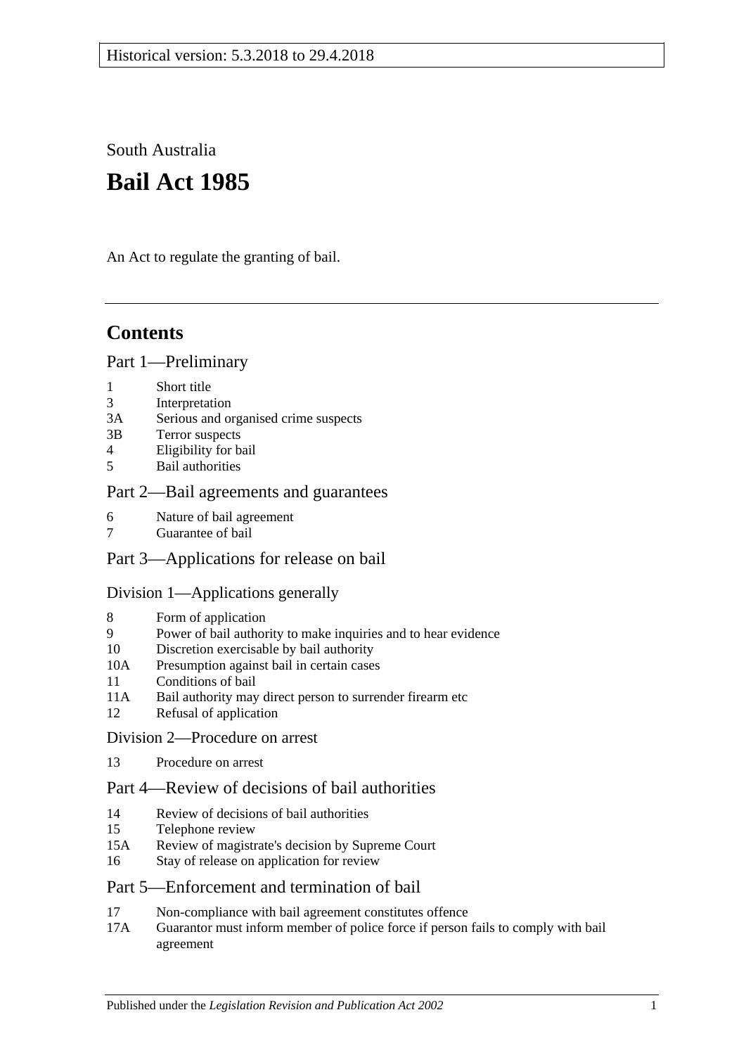Historical version: 5.3.2018 to 29.4.2018

South Australia

# Bail Act 1985

An Act to regulate the granting of bail.

## Contents

Part 1—Preliminary

- 1 Short title
- 3 Interpretation
- 3A Serious and organised crime suspects
- 3B Terror suspects
- 4 Eligibility for bail
- 5 Bail authorities

Part 2—Bail agreements and guarantees

- 6 Nature of bail agreement
- 7 Guarantee of bail

Part 3—Applications for release on bail

Division 1—Applications generally

- 8 Form of application
- 9 Power of bail authority to make inquiries and to hear evidence
- 10 Discretion exercisable by bail authority
- 10A Presumption against bail in certain cases
- 11 Conditions of bail
- 11A Bail authority may direct person to surrender firearm etc
- 12 Refusal of application

Division 2—Procedure on arrest

- 13 Procedure on arrest

Part 4—Review of decisions of bail authorities

- 14 Review of decisions of bail authorities
- 15 Telephone review
- 15A Review of magistrate's decision by Supreme Court
- 16 Stay of release on application for review

Part 5—Enforcement and termination of bail

- 17 Non-compliance with bail agreement constitutes offence
- 17A Guarantor must inform member of police force if person fails to comply with bail agreement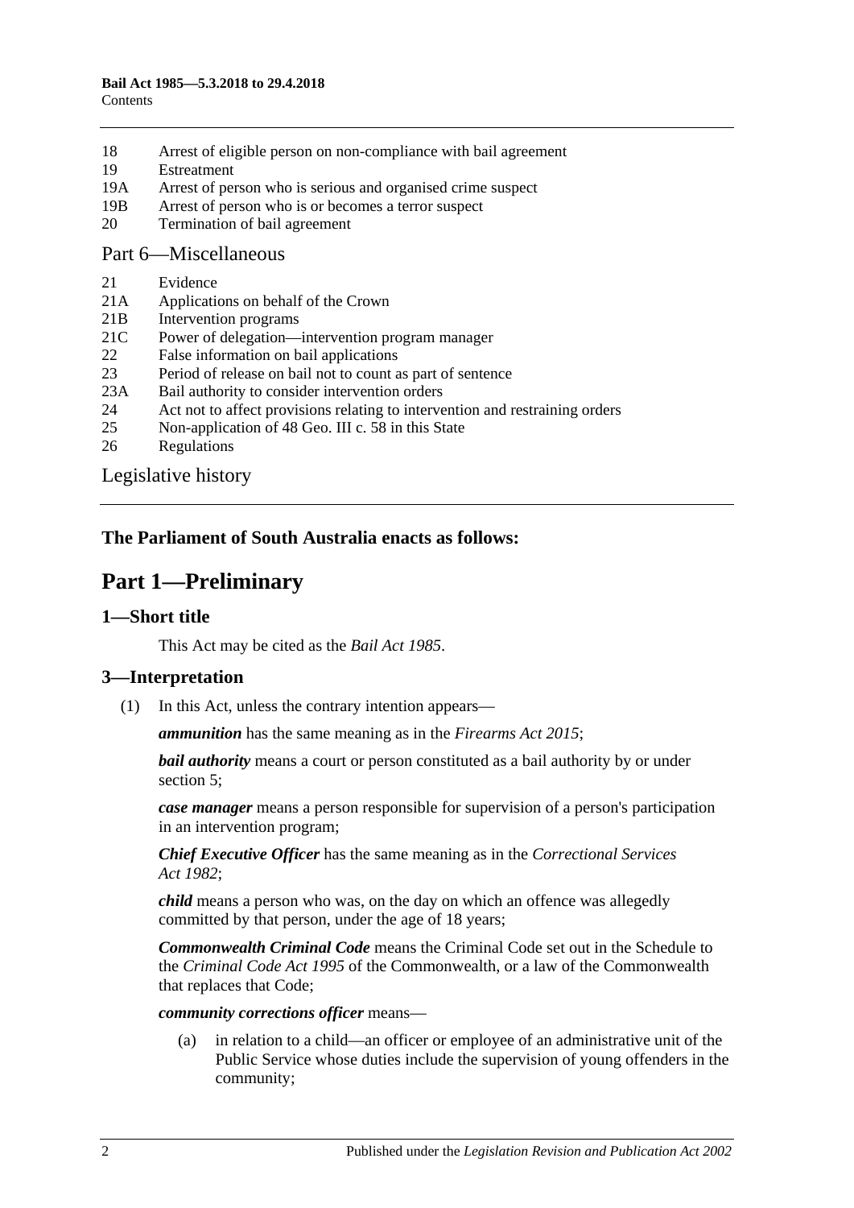18 Arrest of eligible person on non-compliance with bail agreement
19 Estreatment
19A Arrest of person who is serious and organised crime suspect
19B Arrest of person who is or becomes a terror suspect
20 Termination of bail agreement

Part 6—Miscellaneous

21 Evidence
21A Applications on behalf of the Crown
21B Intervention programs
21C Power of delegation—intervention program manager
22 False information on bail applications
23 Period of release on bail not to count as part of sentence
23A Bail authority to consider intervention orders
24 Act not to affect provisions relating to intervention and restraining orders
25 Non-application of 48 Geo. III c. 58 in this State
26 Regulations

Legislative history

**The Parliament of South Australia enacts as follows:**

# Part 1—Preliminary

## 1—Short title

This Act may be cited as the *Bail Act 1985*.

## 3—Interpretation

(1) In this Act, unless the contrary intention appears—

***ammunition*** has the same meaning as in the *Firearms Act 2015*;

***bail authority*** means a court or person constituted as a bail authority by or under section 5;

***case manager*** means a person responsible for supervision of a person's participation in an intervention program;

***Chief Executive Officer*** has the same meaning as in the *Correctional Services Act 1982*;

***child*** means a person who was, on the day on which an offence was allegedly committed by that person, under the age of 18 years;

***Commonwealth Criminal Code*** means the Criminal Code set out in the Schedule to the *Criminal Code Act 1995* of the Commonwealth, or a law of the Commonwealth that replaces that Code;

***community corrections officer*** means—

(a) in relation to a child—an officer or employee of an administrative unit of the Public Service whose duties include the supervision of young offenders in the community;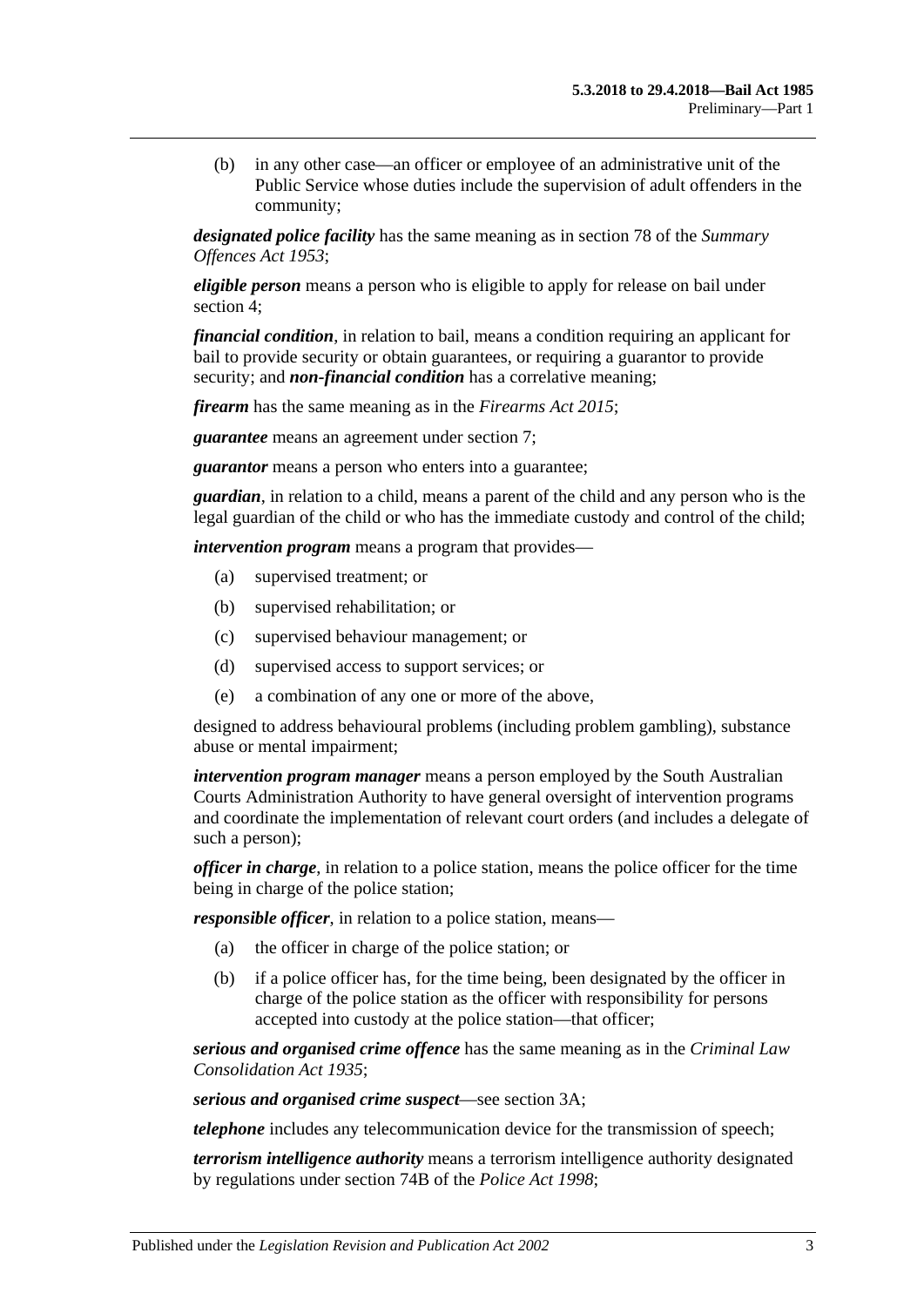(b) in any other case—an officer or employee of an administrative unit of the Public Service whose duties include the supervision of adult offenders in the community;

***designated police facility*** has the same meaning as in section 78 of the *Summary Offences Act 1953*;

***eligible person*** means a person who is eligible to apply for release on bail under section 4;

***financial condition***, in relation to bail, means a condition requiring an applicant for bail to provide security or obtain guarantees, or requiring a guarantor to provide security; and ***non-financial condition*** has a correlative meaning;

***firearm*** has the same meaning as in the *Firearms Act 2015*;

***guarantee*** means an agreement under section 7;

***guarantor*** means a person who enters into a guarantee;

***guardian***, in relation to a child, means a parent of the child and any person who is the legal guardian of the child or who has the immediate custody and control of the child;

***intervention program*** means a program that provides—

(a) supervised treatment; or

(b) supervised rehabilitation; or

(c) supervised behaviour management; or

(d) supervised access to support services; or

(e) a combination of any one or more of the above,

designed to address behavioural problems (including problem gambling), substance abuse or mental impairment;

***intervention program manager*** means a person employed by the South Australian Courts Administration Authority to have general oversight of intervention programs and coordinate the implementation of relevant court orders (and includes a delegate of such a person);

***officer in charge***, in relation to a police station, means the police officer for the time being in charge of the police station;

***responsible officer***, in relation to a police station, means—

(a) the officer in charge of the police station; or

(b) if a police officer has, for the time being, been designated by the officer in charge of the police station as the officer with responsibility for persons accepted into custody at the police station—that officer;

***serious and organised crime offence*** has the same meaning as in the *Criminal Law Consolidation Act 1935*;

***serious and organised crime suspect***—see section 3A;

***telephone*** includes any telecommunication device for the transmission of speech;

***terrorism intelligence authority*** means a terrorism intelligence authority designated by regulations under section 74B of the *Police Act 1998*;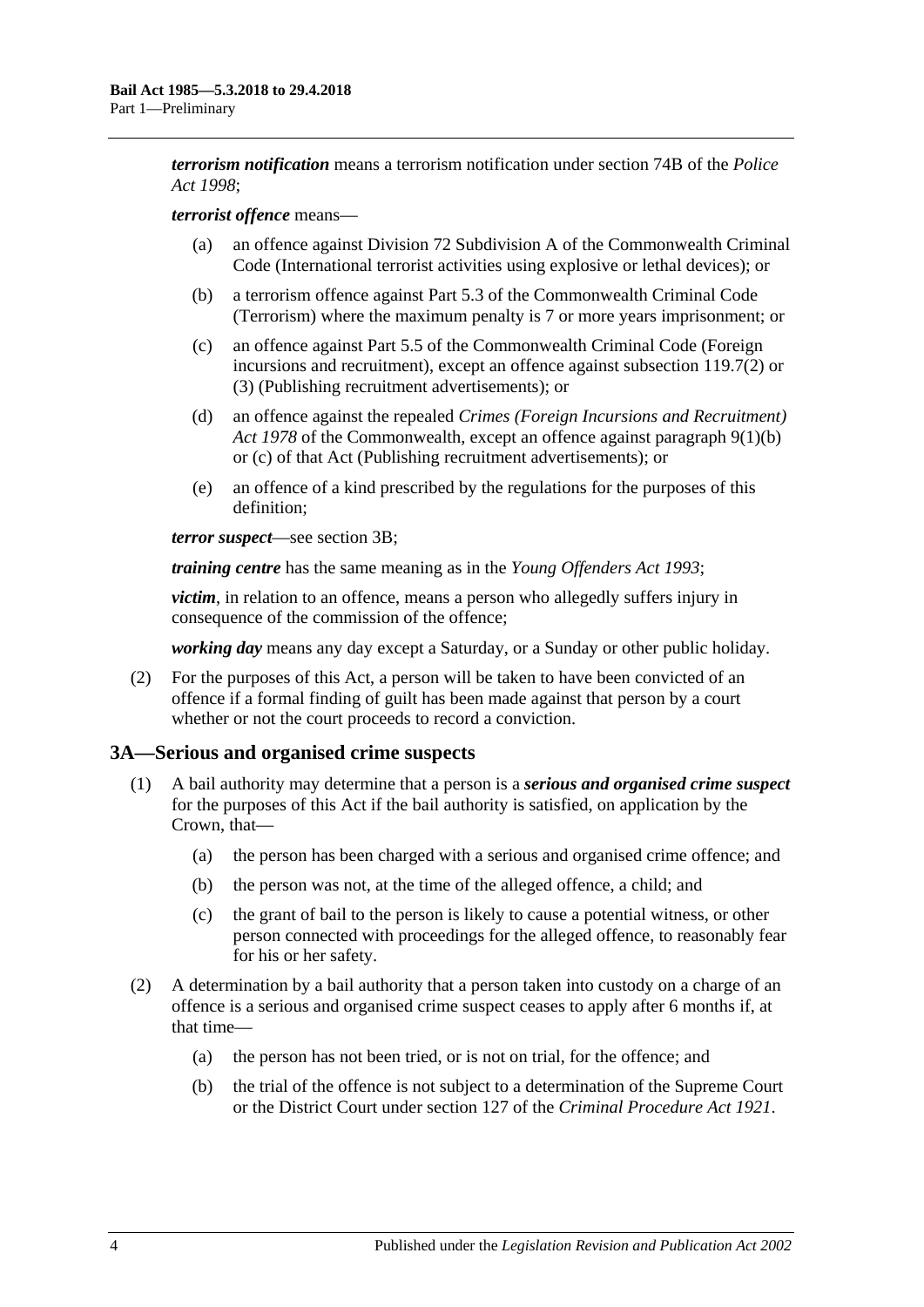***terrorism notification*** means a terrorism notification under section 74B of the *Police Act 1998*;

***terrorist offence*** means—

(a) an offence against Division 72 Subdivision A of the Commonwealth Criminal Code (International terrorist activities using explosive or lethal devices); or

(b) a terrorism offence against Part 5.3 of the Commonwealth Criminal Code (Terrorism) where the maximum penalty is 7 or more years imprisonment; or

(c) an offence against Part 5.5 of the Commonwealth Criminal Code (Foreign incursions and recruitment), except an offence against subsection 119.7(2) or (3) (Publishing recruitment advertisements); or

(d) an offence against the repealed *Crimes (Foreign Incursions and Recruitment) Act 1978* of the Commonwealth, except an offence against paragraph 9(1)(b) or (c) of that Act (Publishing recruitment advertisements); or

(e) an offence of a kind prescribed by the regulations for the purposes of this definition;

***terror suspect***—see section 3B;

***training centre*** has the same meaning as in the *Young Offenders Act 1993*;

***victim***, in relation to an offence, means a person who allegedly suffers injury in consequence of the commission of the offence;

***working day*** means any day except a Saturday, or a Sunday or other public holiday.

(2) For the purposes of this Act, a person will be taken to have been convicted of an offence if a formal finding of guilt has been made against that person by a court whether or not the court proceeds to record a conviction.

## 3A—Serious and organised crime suspects

(1) A bail authority may determine that a person is a ***serious and organised crime suspect*** for the purposes of this Act if the bail authority is satisfied, on application by the Crown, that—

(a) the person has been charged with a serious and organised crime offence; and

(b) the person was not, at the time of the alleged offence, a child; and

(c) the grant of bail to the person is likely to cause a potential witness, or other person connected with proceedings for the alleged offence, to reasonably fear for his or her safety.

(2) A determination by a bail authority that a person taken into custody on a charge of an offence is a serious and organised crime suspect ceases to apply after 6 months if, at that time—

(a) the person has not been tried, or is not on trial, for the offence; and

(b) the trial of the offence is not subject to a determination of the Supreme Court or the District Court under section 127 of the *Criminal Procedure Act 1921*.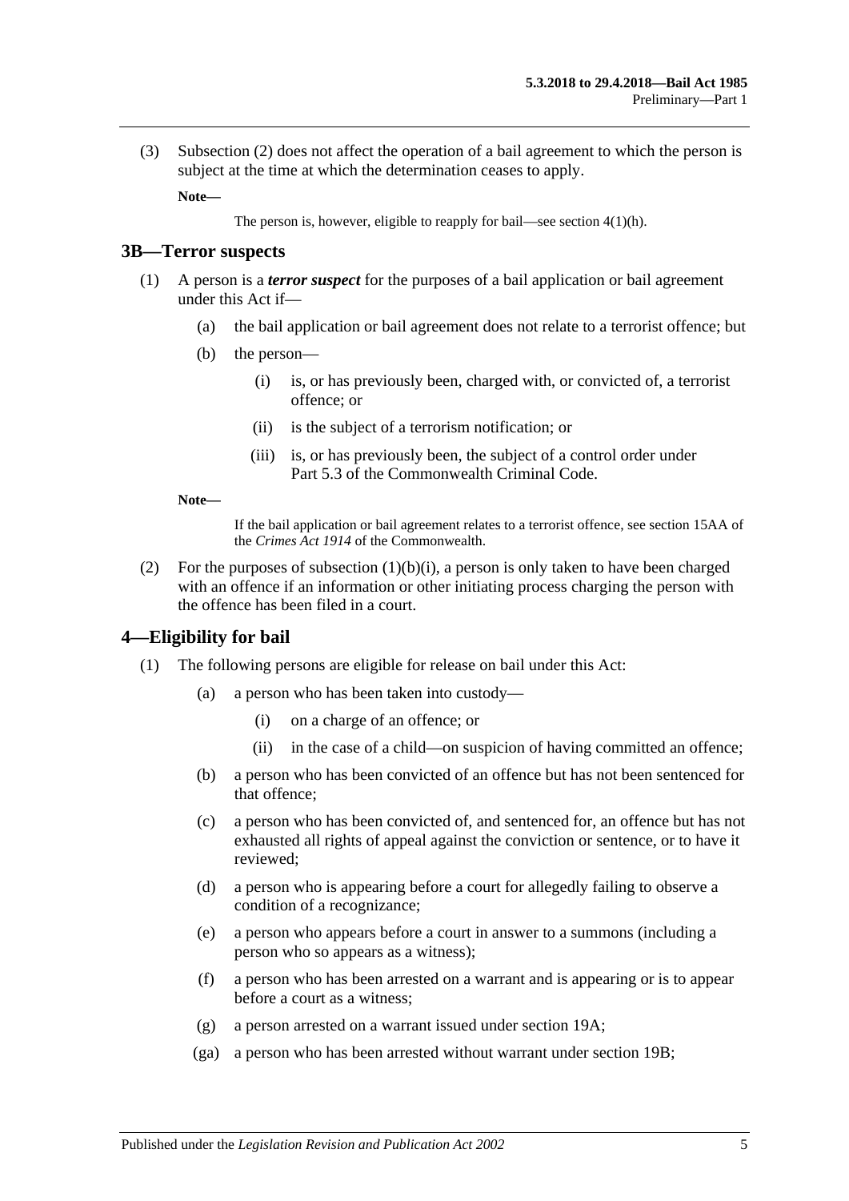(3) Subsection (2) does not affect the operation of a bail agreement to which the person is subject at the time at which the determination ceases to apply.

**Note—**

The person is, however, eligible to reapply for bail—see section 4(1)(h).

## 3B—Terror suspects

(1) A person is a ***terror suspect*** for the purposes of a bail application or bail agreement under this Act if—

(a) the bail application or bail agreement does not relate to a terrorist offence; but

(b) the person—

(i) is, or has previously been, charged with, or convicted of, a terrorist offence; or

(ii) is the subject of a terrorism notification; or

(iii) is, or has previously been, the subject of a control order under Part 5.3 of the Commonwealth Criminal Code.

**Note—**

If the bail application or bail agreement relates to a terrorist offence, see section 15AA of the *Crimes Act 1914* of the Commonwealth.

(2) For the purposes of subsection (1)(b)(i), a person is only taken to have been charged with an offence if an information or other initiating process charging the person with the offence has been filed in a court.

## 4—Eligibility for bail

(1) The following persons are eligible for release on bail under this Act:

(a) a person who has been taken into custody—

(i) on a charge of an offence; or

(ii) in the case of a child—on suspicion of having committed an offence;

(b) a person who has been convicted of an offence but has not been sentenced for that offence;

(c) a person who has been convicted of, and sentenced for, an offence but has not exhausted all rights of appeal against the conviction or sentence, or to have it reviewed;

(d) a person who is appearing before a court for allegedly failing to observe a condition of a recognizance;

(e) a person who appears before a court in answer to a summons (including a person who so appears as a witness);

(f) a person who has been arrested on a warrant and is appearing or is to appear before a court as a witness;

(g) a person arrested on a warrant issued under section 19A;

(ga) a person who has been arrested without warrant under section 19B;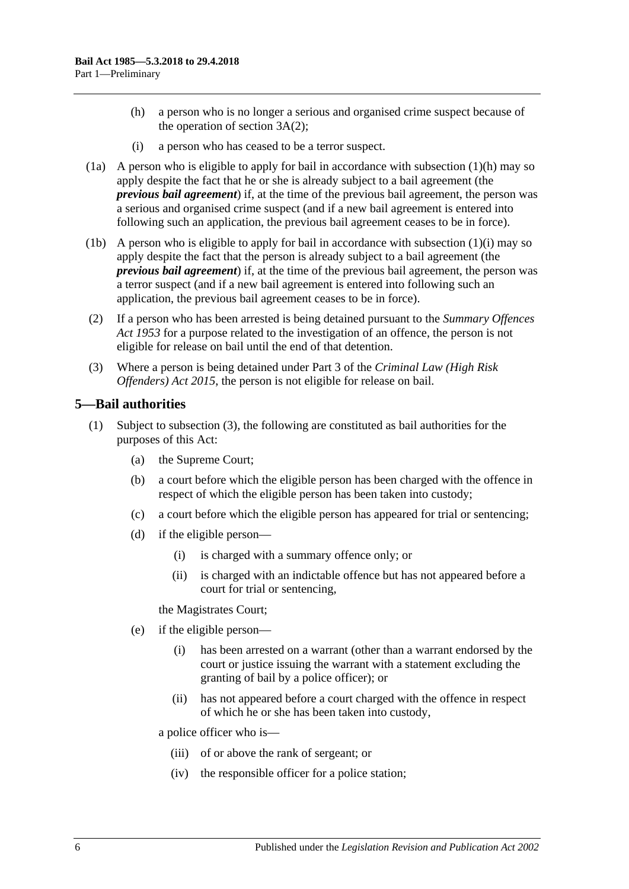(h) a person who is no longer a serious and organised crime suspect because of the operation of section 3A(2);

(i) a person who has ceased to be a terror suspect.

(1a) A person who is eligible to apply for bail in accordance with subsection (1)(h) may so apply despite the fact that he or she is already subject to a bail agreement (the ***previous bail agreement***) if, at the time of the previous bail agreement, the person was a serious and organised crime suspect (and if a new bail agreement is entered into following such an application, the previous bail agreement ceases to be in force).

(1b) A person who is eligible to apply for bail in accordance with subsection (1)(i) may so apply despite the fact that the person is already subject to a bail agreement (the ***previous bail agreement***) if, at the time of the previous bail agreement, the person was a terror suspect (and if a new bail agreement is entered into following such an application, the previous bail agreement ceases to be in force).

(2) If a person who has been arrested is being detained pursuant to the *Summary Offences Act 1953* for a purpose related to the investigation of an offence, the person is not eligible for release on bail until the end of that detention.

(3) Where a person is being detained under Part 3 of the *Criminal Law (High Risk Offenders) Act 2015*, the person is not eligible for release on bail.

## 5—Bail authorities

(1) Subject to subsection (3), the following are constituted as bail authorities for the purposes of this Act:

(a) the Supreme Court;

(b) a court before which the eligible person has been charged with the offence in respect of which the eligible person has been taken into custody;

(c) a court before which the eligible person has appeared for trial or sentencing;

(d) if the eligible person—

(i) is charged with a summary offence only; or

(ii) is charged with an indictable offence but has not appeared before a court for trial or sentencing,

the Magistrates Court;

(e) if the eligible person—

(i) has been arrested on a warrant (other than a warrant endorsed by the court or justice issuing the warrant with a statement excluding the granting of bail by a police officer); or

(ii) has not appeared before a court charged with the offence in respect of which he or she has been taken into custody,

a police officer who is—

(iii) of or above the rank of sergeant; or

(iv) the responsible officer for a police station;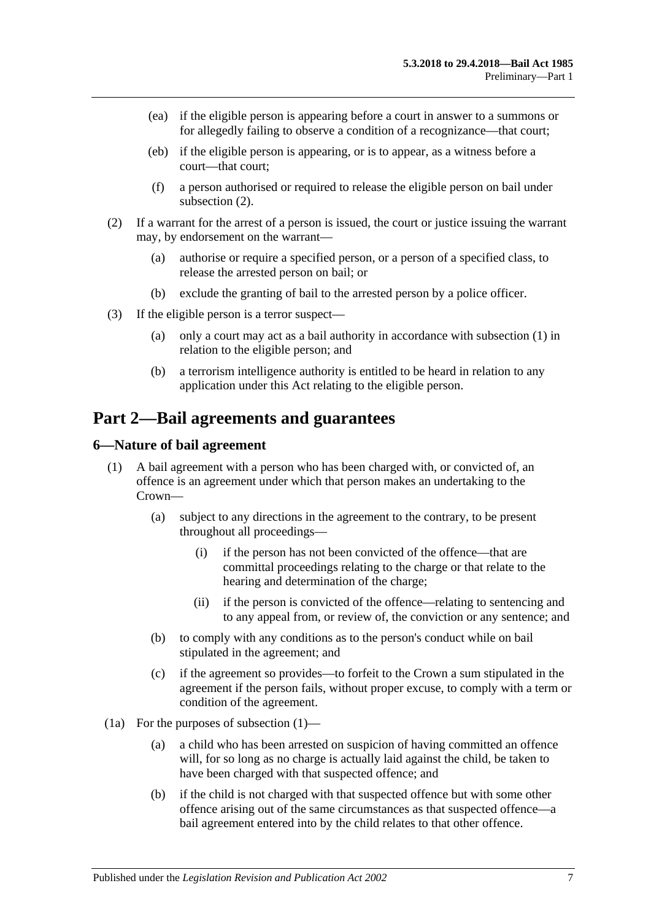- (ea) if the eligible person is appearing before a court in answer to a summons or for allegedly failing to observe a condition of a recognizance—that court;
- (eb) if the eligible person is appearing, or is to appear, as a witness before a court—that court;
- (f) a person authorised or required to release the eligible person on bail under subsection (2).

(2) If a warrant for the arrest of a person is issued, the court or justice issuing the warrant may, by endorsement on the warrant—

- (a) authorise or require a specified person, or a person of a specified class, to release the arrested person on bail; or
- (b) exclude the granting of bail to the arrested person by a police officer.

(3) If the eligible person is a terror suspect—

- (a) only a court may act as a bail authority in accordance with subsection (1) in relation to the eligible person; and
- (b) a terrorism intelligence authority is entitled to be heard in relation to any application under this Act relating to the eligible person.

# Part 2—Bail agreements and guarantees

## 6—Nature of bail agreement

(1) A bail agreement with a person who has been charged with, or convicted of, an offence is an agreement under which that person makes an undertaking to the Crown—

- (a) subject to any directions in the agreement to the contrary, to be present throughout all proceedings—
  - (i) if the person has not been convicted of the offence—that are committal proceedings relating to the charge or that relate to the hearing and determination of the charge;
  - (ii) if the person is convicted of the offence—relating to sentencing and to any appeal from, or review of, the conviction or any sentence; and
- (b) to comply with any conditions as to the person's conduct while on bail stipulated in the agreement; and
- (c) if the agreement so provides—to forfeit to the Crown a sum stipulated in the agreement if the person fails, without proper excuse, to comply with a term or condition of the agreement.

(1a) For the purposes of subsection (1)—

- (a) a child who has been arrested on suspicion of having committed an offence will, for so long as no charge is actually laid against the child, be taken to have been charged with that suspected offence; and
- (b) if the child is not charged with that suspected offence but with some other offence arising out of the same circumstances as that suspected offence—a bail agreement entered into by the child relates to that other offence.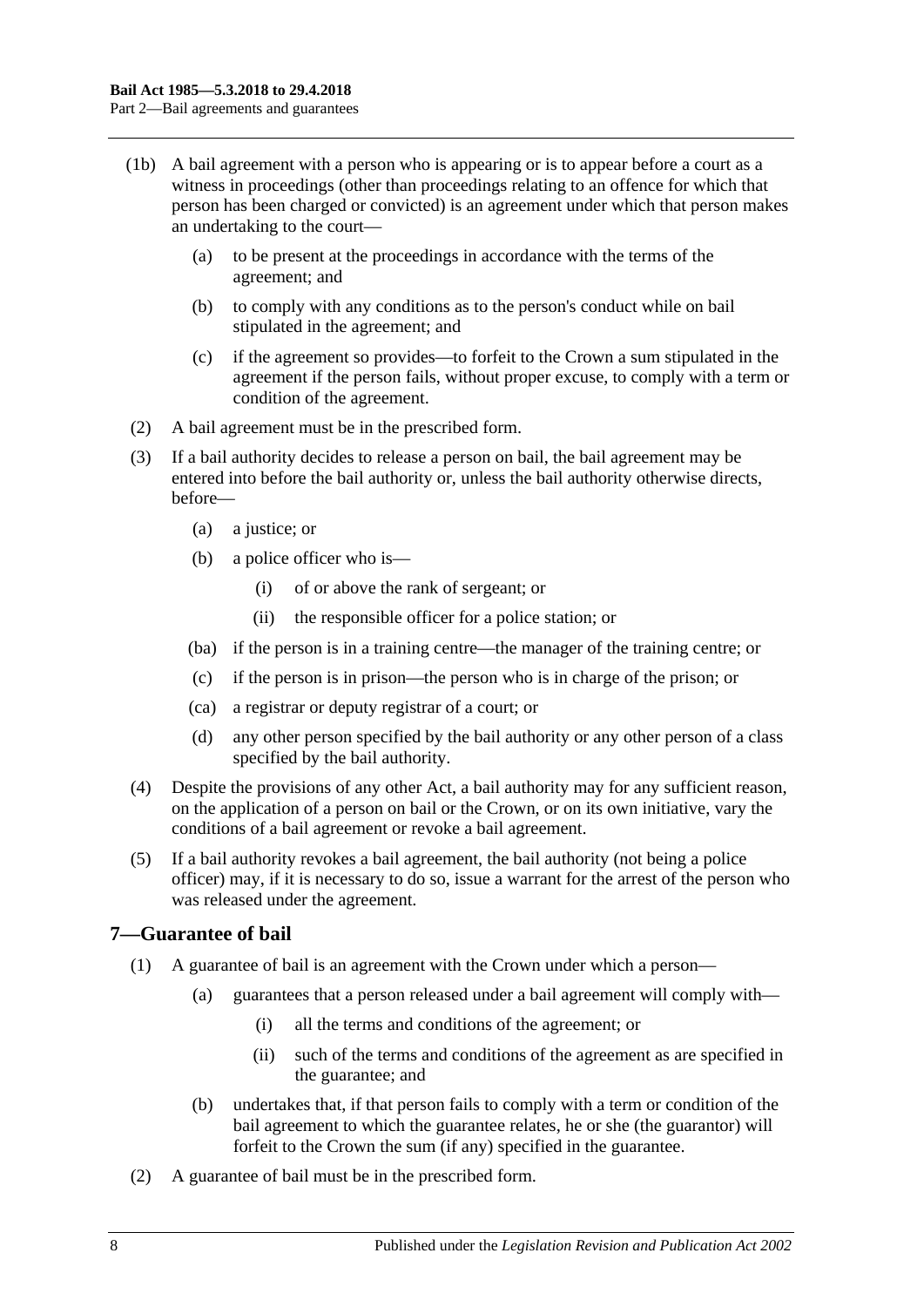(1b) A bail agreement with a person who is appearing or is to appear before a court as a witness in proceedings (other than proceedings relating to an offence for which that person has been charged or convicted) is an agreement under which that person makes an undertaking to the court—

(a) to be present at the proceedings in accordance with the terms of the agreement; and

(b) to comply with any conditions as to the person's conduct while on bail stipulated in the agreement; and

(c) if the agreement so provides—to forfeit to the Crown a sum stipulated in the agreement if the person fails, without proper excuse, to comply with a term or condition of the agreement.

(2) A bail agreement must be in the prescribed form.

(3) If a bail authority decides to release a person on bail, the bail agreement may be entered into before the bail authority or, unless the bail authority otherwise directs, before—

(a) a justice; or

(b) a police officer who is—

(i) of or above the rank of sergeant; or

(ii) the responsible officer for a police station; or

(ba) if the person is in a training centre—the manager of the training centre; or

(c) if the person is in prison—the person who is in charge of the prison; or

(ca) a registrar or deputy registrar of a court; or

(d) any other person specified by the bail authority or any other person of a class specified by the bail authority.

(4) Despite the provisions of any other Act, a bail authority may for any sufficient reason, on the application of a person on bail or the Crown, or on its own initiative, vary the conditions of a bail agreement or revoke a bail agreement.

(5) If a bail authority revokes a bail agreement, the bail authority (not being a police officer) may, if it is necessary to do so, issue a warrant for the arrest of the person who was released under the agreement.

## 7—Guarantee of bail

(1) A guarantee of bail is an agreement with the Crown under which a person—

(a) guarantees that a person released under a bail agreement will comply with—

(i) all the terms and conditions of the agreement; or

(ii) such of the terms and conditions of the agreement as are specified in the guarantee; and

(b) undertakes that, if that person fails to comply with a term or condition of the bail agreement to which the guarantee relates, he or she (the guarantor) will forfeit to the Crown the sum (if any) specified in the guarantee.

(2) A guarantee of bail must be in the prescribed form.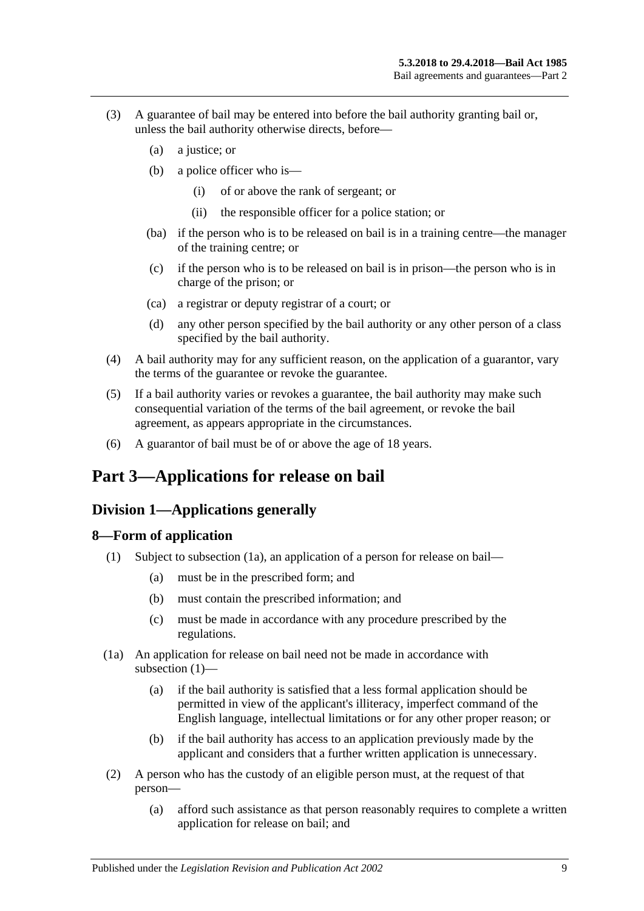(3) A guarantee of bail may be entered into before the bail authority granting bail or, unless the bail authority otherwise directs, before—

(a) a justice; or

(b) a police officer who is—

(i) of or above the rank of sergeant; or

(ii) the responsible officer for a police station; or

(ba) if the person who is to be released on bail is in a training centre—the manager of the training centre; or

(c) if the person who is to be released on bail is in prison—the person who is in charge of the prison; or

(ca) a registrar or deputy registrar of a court; or

(d) any other person specified by the bail authority or any other person of a class specified by the bail authority.

(4) A bail authority may for any sufficient reason, on the application of a guarantor, vary the terms of the guarantee or revoke the guarantee.

(5) If a bail authority varies or revokes a guarantee, the bail authority may make such consequential variation of the terms of the bail agreement, or revoke the bail agreement, as appears appropriate in the circumstances.

(6) A guarantor of bail must be of or above the age of 18 years.

# Part 3—Applications for release on bail

## Division 1—Applications generally

### 8—Form of application

(1) Subject to subsection (1a), an application of a person for release on bail—

(a) must be in the prescribed form; and

(b) must contain the prescribed information; and

(c) must be made in accordance with any procedure prescribed by the regulations.

(1a) An application for release on bail need not be made in accordance with subsection (1)—

(a) if the bail authority is satisfied that a less formal application should be permitted in view of the applicant's illiteracy, imperfect command of the English language, intellectual limitations or for any other proper reason; or

(b) if the bail authority has access to an application previously made by the applicant and considers that a further written application is unnecessary.

(2) A person who has the custody of an eligible person must, at the request of that person—

(a) afford such assistance as that person reasonably requires to complete a written application for release on bail; and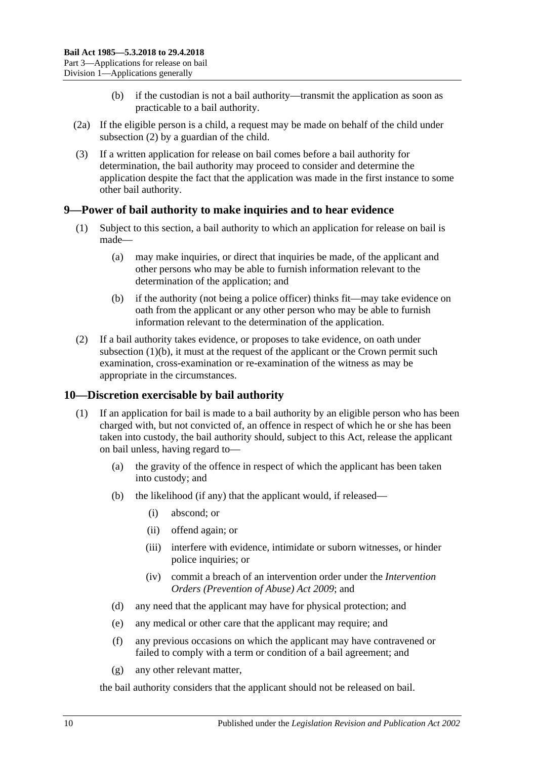(b) if the custodian is not a bail authority—transmit the application as soon as practicable to a bail authority.

(2a) If the eligible person is a child, a request may be made on behalf of the child under subsection (2) by a guardian of the child.

(3) If a written application for release on bail comes before a bail authority for determination, the bail authority may proceed to consider and determine the application despite the fact that the application was made in the first instance to some other bail authority.

## 9—Power of bail authority to make inquiries and to hear evidence

(1) Subject to this section, a bail authority to which an application for release on bail is made—

(a) may make inquiries, or direct that inquiries be made, of the applicant and other persons who may be able to furnish information relevant to the determination of the application; and

(b) if the authority (not being a police officer) thinks fit—may take evidence on oath from the applicant or any other person who may be able to furnish information relevant to the determination of the application.

(2) If a bail authority takes evidence, or proposes to take evidence, on oath under subsection (1)(b), it must at the request of the applicant or the Crown permit such examination, cross-examination or re-examination of the witness as may be appropriate in the circumstances.

## 10—Discretion exercisable by bail authority

(1) If an application for bail is made to a bail authority by an eligible person who has been charged with, but not convicted of, an offence in respect of which he or she has been taken into custody, the bail authority should, subject to this Act, release the applicant on bail unless, having regard to—

(a) the gravity of the offence in respect of which the applicant has been taken into custody; and

(b) the likelihood (if any) that the applicant would, if released—

(i) abscond; or

(ii) offend again; or

(iii) interfere with evidence, intimidate or suborn witnesses, or hinder police inquiries; or

(iv) commit a breach of an intervention order under the *Intervention Orders (Prevention of Abuse) Act 2009*; and

(d) any need that the applicant may have for physical protection; and

(e) any medical or other care that the applicant may require; and

(f) any previous occasions on which the applicant may have contravened or failed to comply with a term or condition of a bail agreement; and

(g) any other relevant matter,

the bail authority considers that the applicant should not be released on bail.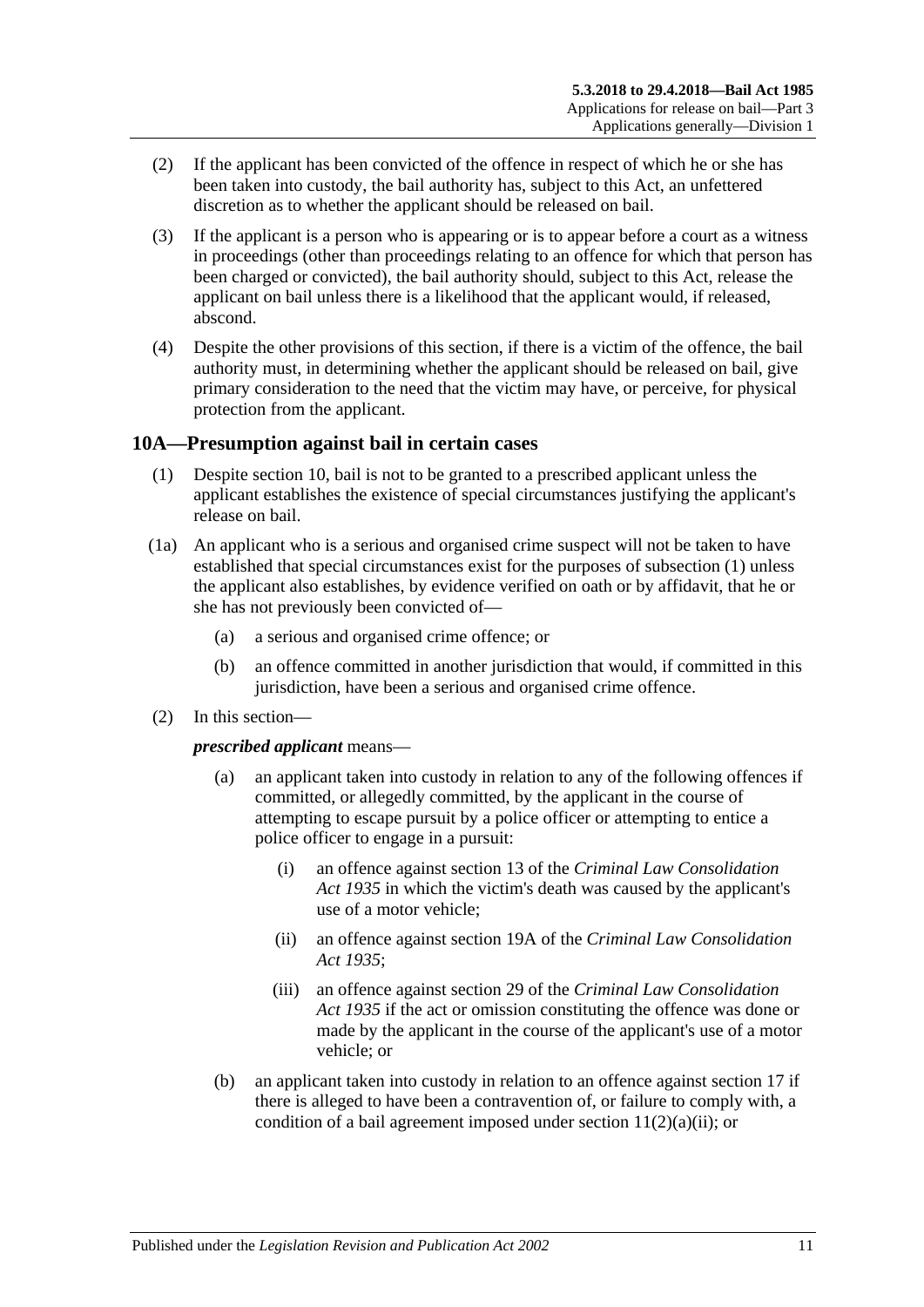(2) If the applicant has been convicted of the offence in respect of which he or she has been taken into custody, the bail authority has, subject to this Act, an unfettered discretion as to whether the applicant should be released on bail.

(3) If the applicant is a person who is appearing or is to appear before a court as a witness in proceedings (other than proceedings relating to an offence for which that person has been charged or convicted), the bail authority should, subject to this Act, release the applicant on bail unless there is a likelihood that the applicant would, if released, abscond.

(4) Despite the other provisions of this section, if there is a victim of the offence, the bail authority must, in determining whether the applicant should be released on bail, give primary consideration to the need that the victim may have, or perceive, for physical protection from the applicant.

## 10A—Presumption against bail in certain cases

(1) Despite section 10, bail is not to be granted to a prescribed applicant unless the applicant establishes the existence of special circumstances justifying the applicant's release on bail.

(1a) An applicant who is a serious and organised crime suspect will not be taken to have established that special circumstances exist for the purposes of subsection (1) unless the applicant also establishes, by evidence verified on oath or by affidavit, that he or she has not previously been convicted of—

(a) a serious and organised crime offence; or

(b) an offence committed in another jurisdiction that would, if committed in this jurisdiction, have been a serious and organised crime offence.

(2) In this section—

***prescribed applicant*** means—

(a) an applicant taken into custody in relation to any of the following offences if committed, or allegedly committed, by the applicant in the course of attempting to escape pursuit by a police officer or attempting to entice a police officer to engage in a pursuit:

(i) an offence against section 13 of the *Criminal Law Consolidation Act 1935* in which the victim's death was caused by the applicant's use of a motor vehicle;

(ii) an offence against section 19A of the *Criminal Law Consolidation Act 1935*;

(iii) an offence against section 29 of the *Criminal Law Consolidation Act 1935* if the act or omission constituting the offence was done or made by the applicant in the course of the applicant's use of a motor vehicle; or

(b) an applicant taken into custody in relation to an offence against section 17 if there is alleged to have been a contravention of, or failure to comply with, a condition of a bail agreement imposed under section 11(2)(a)(ii); or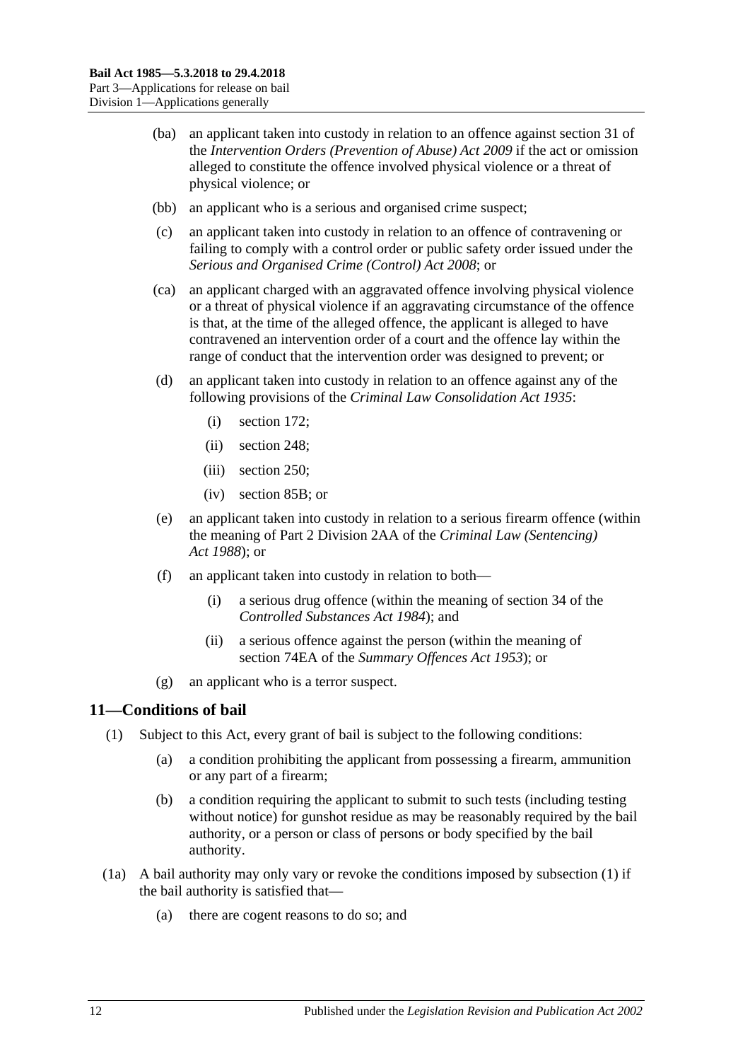(ba) an applicant taken into custody in relation to an offence against section 31 of the *Intervention Orders (Prevention of Abuse) Act 2009* if the act or omission alleged to constitute the offence involved physical violence or a threat of physical violence; or

(bb) an applicant who is a serious and organised crime suspect;

(c) an applicant taken into custody in relation to an offence of contravening or failing to comply with a control order or public safety order issued under the *Serious and Organised Crime (Control) Act 2008*; or

(ca) an applicant charged with an aggravated offence involving physical violence or a threat of physical violence if an aggravating circumstance of the offence is that, at the time of the alleged offence, the applicant is alleged to have contravened an intervention order of a court and the offence lay within the range of conduct that the intervention order was designed to prevent; or

(d) an applicant taken into custody in relation to an offence against any of the following provisions of the *Criminal Law Consolidation Act 1935*:

(i) section 172;

(ii) section 248;

(iii) section 250;

(iv) section 85B; or

(e) an applicant taken into custody in relation to a serious firearm offence (within the meaning of Part 2 Division 2AA of the *Criminal Law (Sentencing) Act 1988*); or

(f) an applicant taken into custody in relation to both—

(i) a serious drug offence (within the meaning of section 34 of the *Controlled Substances Act 1984*); and

(ii) a serious offence against the person (within the meaning of section 74EA of the *Summary Offences Act 1953*); or

(g) an applicant who is a terror suspect.

## 11—Conditions of bail

(1) Subject to this Act, every grant of bail is subject to the following conditions:

(a) a condition prohibiting the applicant from possessing a firearm, ammunition or any part of a firearm;

(b) a condition requiring the applicant to submit to such tests (including testing without notice) for gunshot residue as may be reasonably required by the bail authority, or a person or class of persons or body specified by the bail authority.

(1a) A bail authority may only vary or revoke the conditions imposed by subsection (1) if the bail authority is satisfied that—

(a) there are cogent reasons to do so; and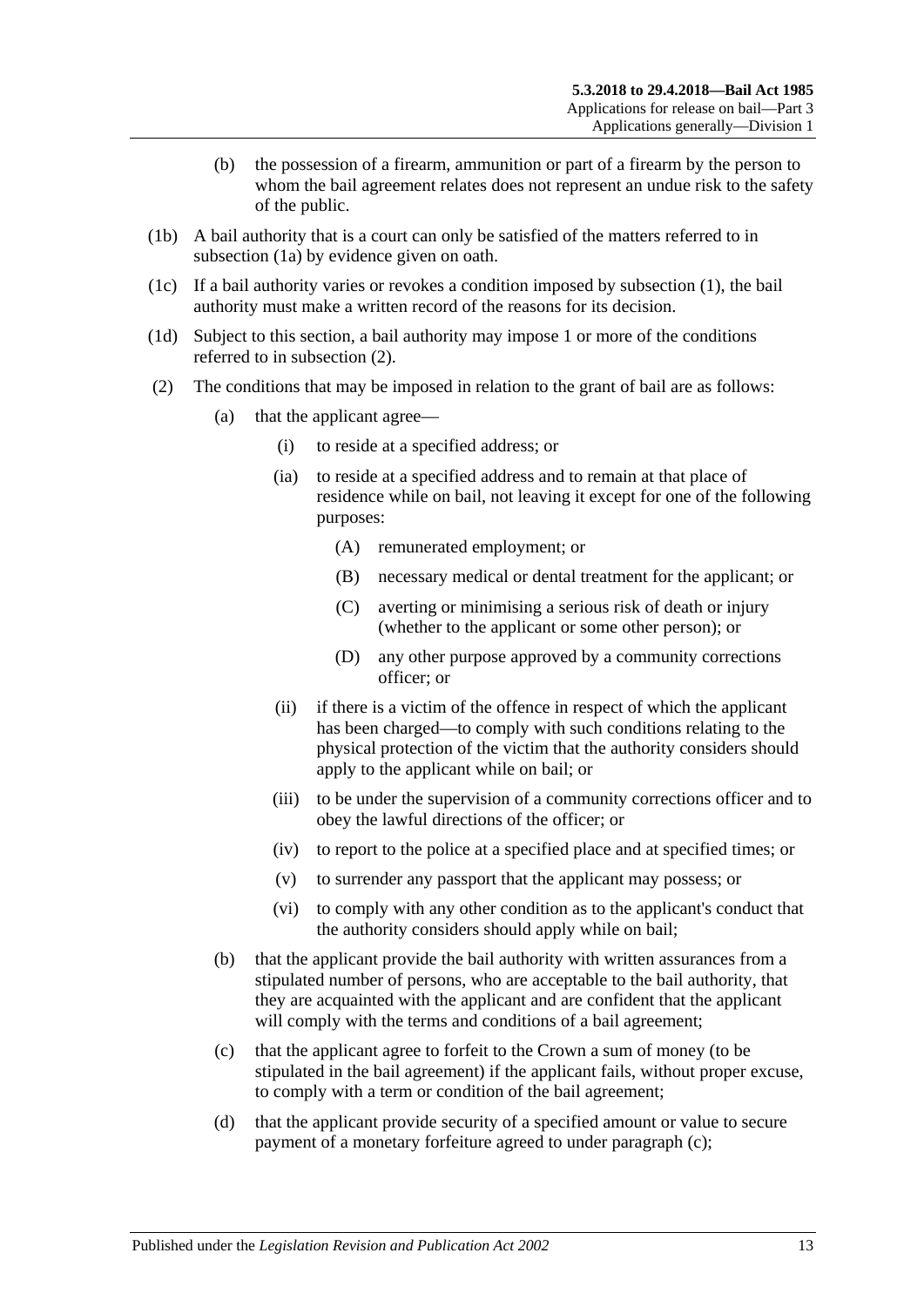(b) the possession of a firearm, ammunition or part of a firearm by the person to whom the bail agreement relates does not represent an undue risk to the safety of the public.

(1b) A bail authority that is a court can only be satisfied of the matters referred to in subsection (1a) by evidence given on oath.

(1c) If a bail authority varies or revokes a condition imposed by subsection (1), the bail authority must make a written record of the reasons for its decision.

(1d) Subject to this section, a bail authority may impose 1 or more of the conditions referred to in subsection (2).

(2) The conditions that may be imposed in relation to the grant of bail are as follows:

(a) that the applicant agree—

(i) to reside at a specified address; or

(ia) to reside at a specified address and to remain at that place of residence while on bail, not leaving it except for one of the following purposes:

(A) remunerated employment; or

(B) necessary medical or dental treatment for the applicant; or

(C) averting or minimising a serious risk of death or injury (whether to the applicant or some other person); or

(D) any other purpose approved by a community corrections officer; or

(ii) if there is a victim of the offence in respect of which the applicant has been charged—to comply with such conditions relating to the physical protection of the victim that the authority considers should apply to the applicant while on bail; or

(iii) to be under the supervision of a community corrections officer and to obey the lawful directions of the officer; or

(iv) to report to the police at a specified place and at specified times; or

(v) to surrender any passport that the applicant may possess; or

(vi) to comply with any other condition as to the applicant's conduct that the authority considers should apply while on bail;

(b) that the applicant provide the bail authority with written assurances from a stipulated number of persons, who are acceptable to the bail authority, that they are acquainted with the applicant and are confident that the applicant will comply with the terms and conditions of a bail agreement;

(c) that the applicant agree to forfeit to the Crown a sum of money (to be stipulated in the bail agreement) if the applicant fails, without proper excuse, to comply with a term or condition of the bail agreement;

(d) that the applicant provide security of a specified amount or value to secure payment of a monetary forfeiture agreed to under paragraph (c);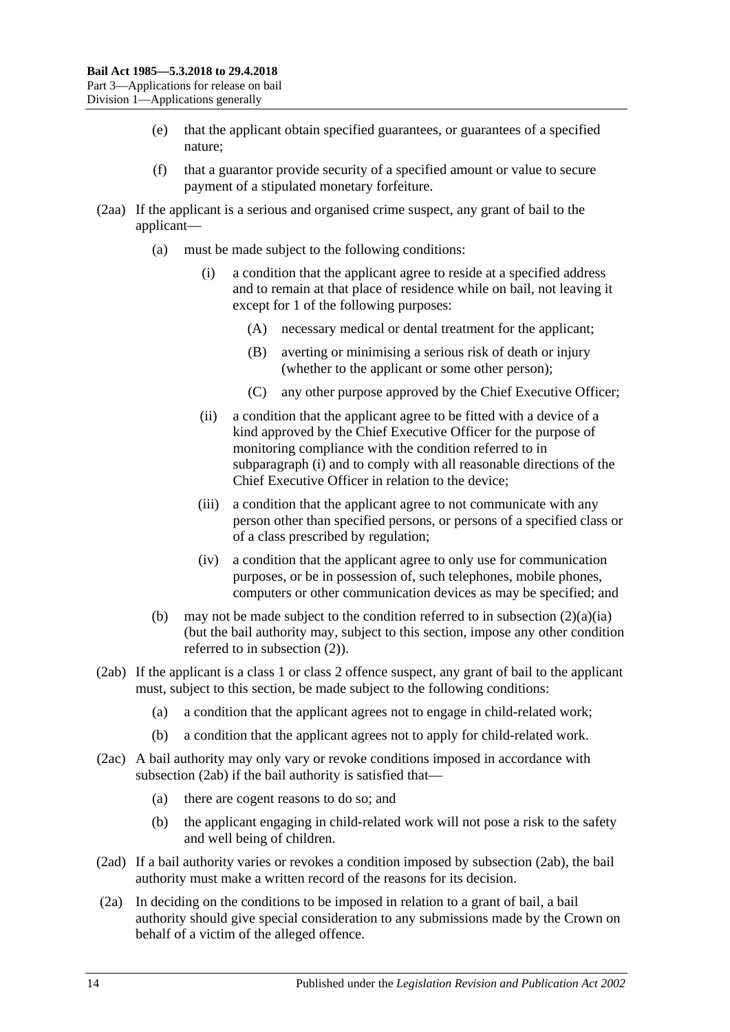(e) that the applicant obtain specified guarantees, or guarantees of a specified nature;

(f) that a guarantor provide security of a specified amount or value to secure payment of a stipulated monetary forfeiture.

(2aa) If the applicant is a serious and organised crime suspect, any grant of bail to the applicant—

(a) must be made subject to the following conditions:

(i) a condition that the applicant agree to reside at a specified address and to remain at that place of residence while on bail, not leaving it except for 1 of the following purposes:

(A) necessary medical or dental treatment for the applicant;

(B) averting or minimising a serious risk of death or injury (whether to the applicant or some other person);

(C) any other purpose approved by the Chief Executive Officer;

(ii) a condition that the applicant agree to be fitted with a device of a kind approved by the Chief Executive Officer for the purpose of monitoring compliance with the condition referred to in subparagraph (i) and to comply with all reasonable directions of the Chief Executive Officer in relation to the device;

(iii) a condition that the applicant agree to not communicate with any person other than specified persons, or persons of a specified class or of a class prescribed by regulation;

(iv) a condition that the applicant agree to only use for communication purposes, or be in possession of, such telephones, mobile phones, computers or other communication devices as may be specified; and

(b) may not be made subject to the condition referred to in subsection (2)(a)(ia) (but the bail authority may, subject to this section, impose any other condition referred to in subsection (2)).

(2ab) If the applicant is a class 1 or class 2 offence suspect, any grant of bail to the applicant must, subject to this section, be made subject to the following conditions:

(a) a condition that the applicant agrees not to engage in child-related work;

(b) a condition that the applicant agrees not to apply for child-related work.

(2ac) A bail authority may only vary or revoke conditions imposed in accordance with subsection (2ab) if the bail authority is satisfied that—

(a) there are cogent reasons to do so; and

(b) the applicant engaging in child-related work will not pose a risk to the safety and well being of children.

(2ad) If a bail authority varies or revokes a condition imposed by subsection (2ab), the bail authority must make a written record of the reasons for its decision.

(2a) In deciding on the conditions to be imposed in relation to a grant of bail, a bail authority should give special consideration to any submissions made by the Crown on behalf of a victim of the alleged offence.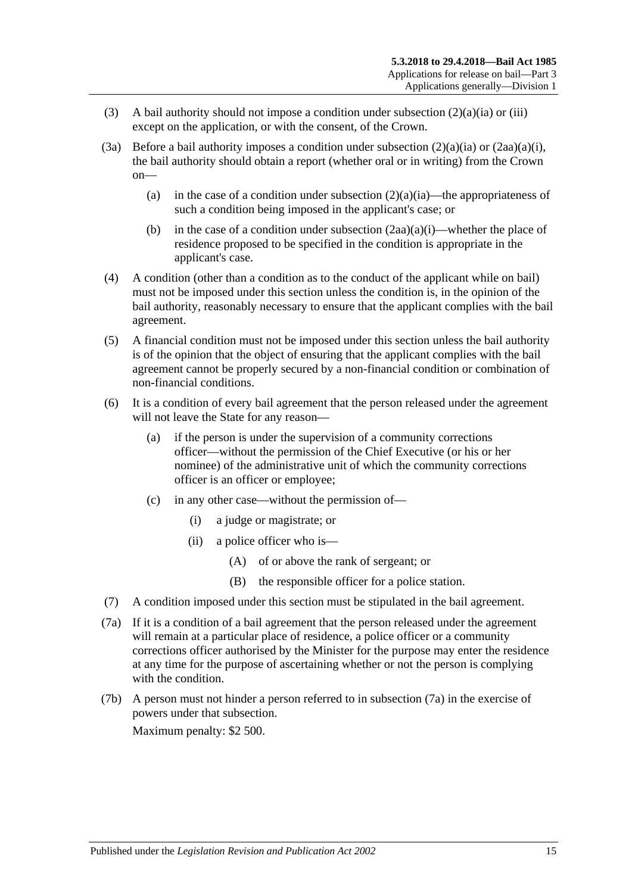(3) A bail authority should not impose a condition under subsection (2)(a)(ia) or (iii) except on the application, or with the consent, of the Crown.

(3a) Before a bail authority imposes a condition under subsection (2)(a)(ia) or (2aa)(a)(i), the bail authority should obtain a report (whether oral or in writing) from the Crown on—

(a) in the case of a condition under subsection (2)(a)(ia)—the appropriateness of such a condition being imposed in the applicant's case; or

(b) in the case of a condition under subsection (2aa)(a)(i)—whether the place of residence proposed to be specified in the condition is appropriate in the applicant's case.

(4) A condition (other than a condition as to the conduct of the applicant while on bail) must not be imposed under this section unless the condition is, in the opinion of the bail authority, reasonably necessary to ensure that the applicant complies with the bail agreement.

(5) A financial condition must not be imposed under this section unless the bail authority is of the opinion that the object of ensuring that the applicant complies with the bail agreement cannot be properly secured by a non-financial condition or combination of non-financial conditions.

(6) It is a condition of every bail agreement that the person released under the agreement will not leave the State for any reason—

(a) if the person is under the supervision of a community corrections officer—without the permission of the Chief Executive (or his or her nominee) of the administrative unit of which the community corrections officer is an officer or employee;

(c) in any other case—without the permission of—

(i) a judge or magistrate; or

(ii) a police officer who is—

(A) of or above the rank of sergeant; or

(B) the responsible officer for a police station.

(7) A condition imposed under this section must be stipulated in the bail agreement.

(7a) If it is a condition of a bail agreement that the person released under the agreement will remain at a particular place of residence, a police officer or a community corrections officer authorised by the Minister for the purpose may enter the residence at any time for the purpose of ascertaining whether or not the person is complying with the condition.

(7b) A person must not hinder a person referred to in subsection (7a) in the exercise of powers under that subsection.

Maximum penalty: $2 500.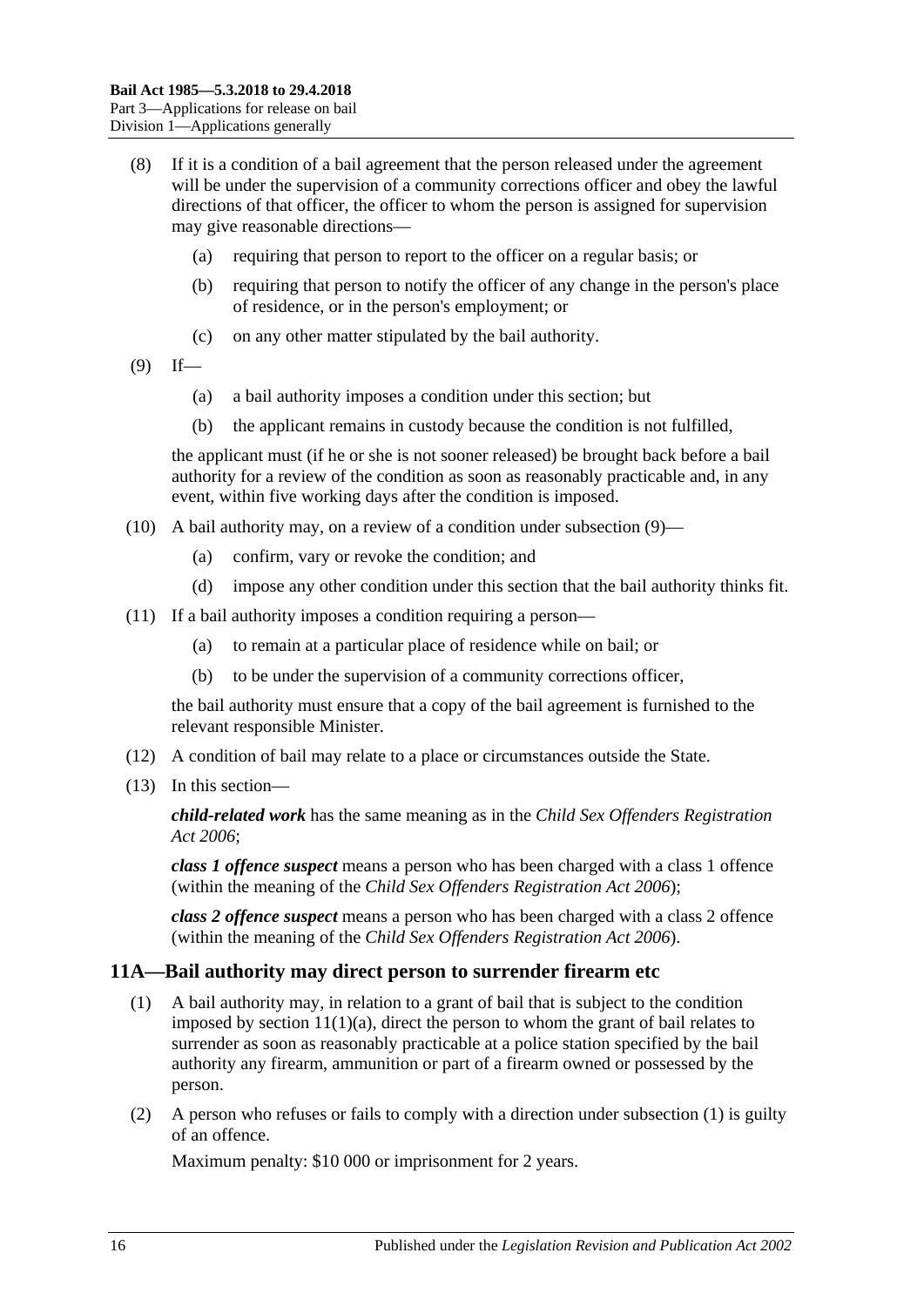(8) If it is a condition of a bail agreement that the person released under the agreement will be under the supervision of a community corrections officer and obey the lawful directions of that officer, the officer to whom the person is assigned for supervision may give reasonable directions—

(a) requiring that person to report to the officer on a regular basis; or

(b) requiring that person to notify the officer of any change in the person's place of residence, or in the person's employment; or

(c) on any other matter stipulated by the bail authority.

(9) If—

(a) a bail authority imposes a condition under this section; but

(b) the applicant remains in custody because the condition is not fulfilled,

the applicant must (if he or she is not sooner released) be brought back before a bail authority for a review of the condition as soon as reasonably practicable and, in any event, within five working days after the condition is imposed.

(10) A bail authority may, on a review of a condition under subsection (9)—

(a) confirm, vary or revoke the condition; and

(d) impose any other condition under this section that the bail authority thinks fit.

(11) If a bail authority imposes a condition requiring a person—

(a) to remain at a particular place of residence while on bail; or

(b) to be under the supervision of a community corrections officer,

the bail authority must ensure that a copy of the bail agreement is furnished to the relevant responsible Minister.

(12) A condition of bail may relate to a place or circumstances outside the State.

(13) In this section—

***child-related work*** has the same meaning as in the *Child Sex Offenders Registration Act 2006*;

***class 1 offence suspect*** means a person who has been charged with a class 1 offence (within the meaning of the *Child Sex Offenders Registration Act 2006*);

***class 2 offence suspect*** means a person who has been charged with a class 2 offence (within the meaning of the *Child Sex Offenders Registration Act 2006*).

## 11A—Bail authority may direct person to surrender firearm etc

(1) A bail authority may, in relation to a grant of bail that is subject to the condition imposed by section 11(1)(a), direct the person to whom the grant of bail relates to surrender as soon as reasonably practicable at a police station specified by the bail authority any firearm, ammunition or part of a firearm owned or possessed by the person.

(2) A person who refuses or fails to comply with a direction under subsection (1) is guilty of an offence.

Maximum penalty: $10 000 or imprisonment for 2 years.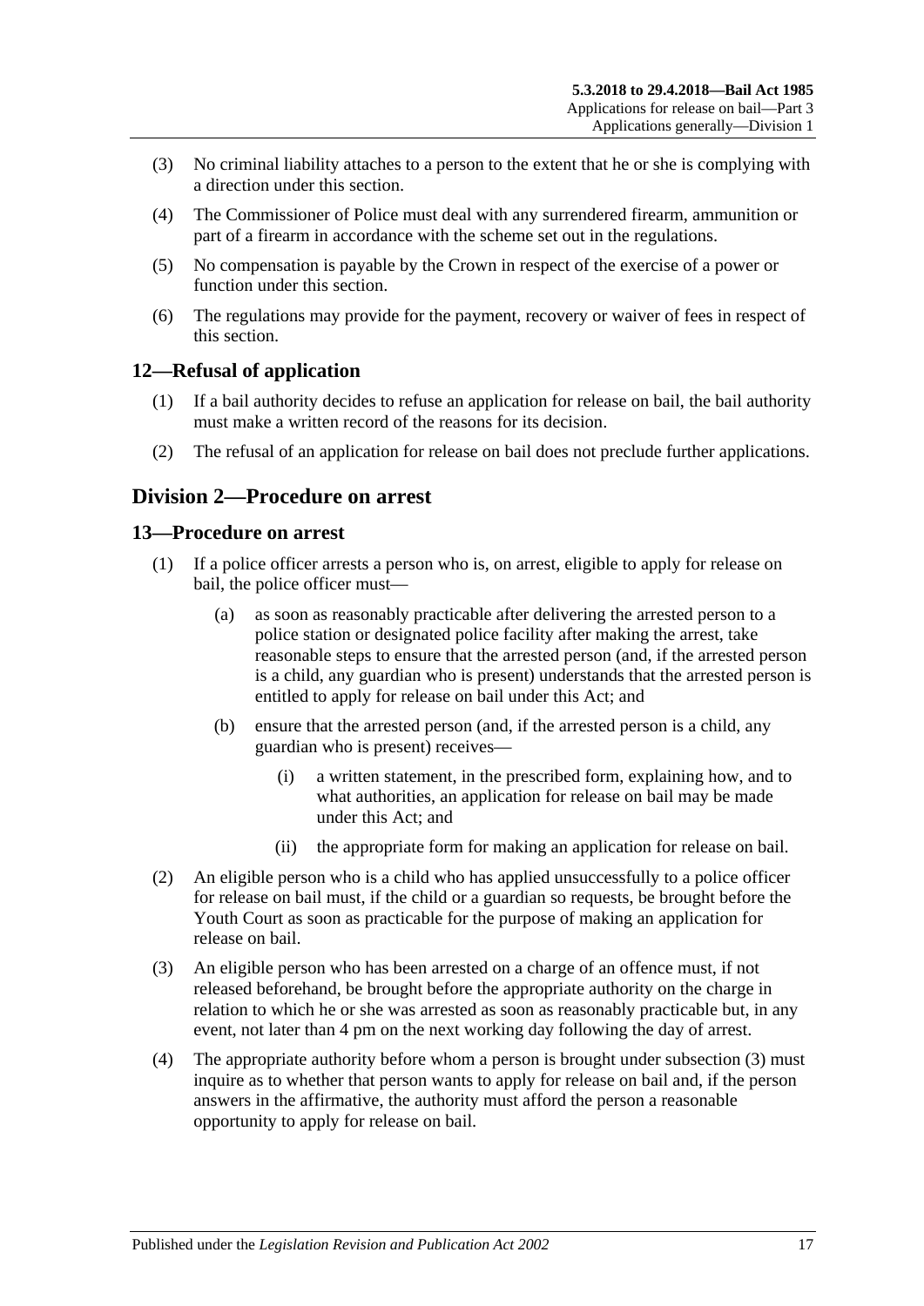(3) No criminal liability attaches to a person to the extent that he or she is complying with a direction under this section.

(4) The Commissioner of Police must deal with any surrendered firearm, ammunition or part of a firearm in accordance with the scheme set out in the regulations.

(5) No compensation is payable by the Crown in respect of the exercise of a power or function under this section.

(6) The regulations may provide for the payment, recovery or waiver of fees in respect of this section.

## 12—Refusal of application

(1) If a bail authority decides to refuse an application for release on bail, the bail authority must make a written record of the reasons for its decision.

(2) The refusal of an application for release on bail does not preclude further applications.

# Division 2—Procedure on arrest

## 13—Procedure on arrest

(1) If a police officer arrests a person who is, on arrest, eligible to apply for release on bail, the police officer must—

(a) as soon as reasonably practicable after delivering the arrested person to a police station or designated police facility after making the arrest, take reasonable steps to ensure that the arrested person (and, if the arrested person is a child, any guardian who is present) understands that the arrested person is entitled to apply for release on bail under this Act; and

(b) ensure that the arrested person (and, if the arrested person is a child, any guardian who is present) receives—

(i) a written statement, in the prescribed form, explaining how, and to what authorities, an application for release on bail may be made under this Act; and

(ii) the appropriate form for making an application for release on bail.

(2) An eligible person who is a child who has applied unsuccessfully to a police officer for release on bail must, if the child or a guardian so requests, be brought before the Youth Court as soon as practicable for the purpose of making an application for release on bail.

(3) An eligible person who has been arrested on a charge of an offence must, if not released beforehand, be brought before the appropriate authority on the charge in relation to which he or she was arrested as soon as reasonably practicable but, in any event, not later than 4 pm on the next working day following the day of arrest.

(4) The appropriate authority before whom a person is brought under subsection (3) must inquire as to whether that person wants to apply for release on bail and, if the person answers in the affirmative, the authority must afford the person a reasonable opportunity to apply for release on bail.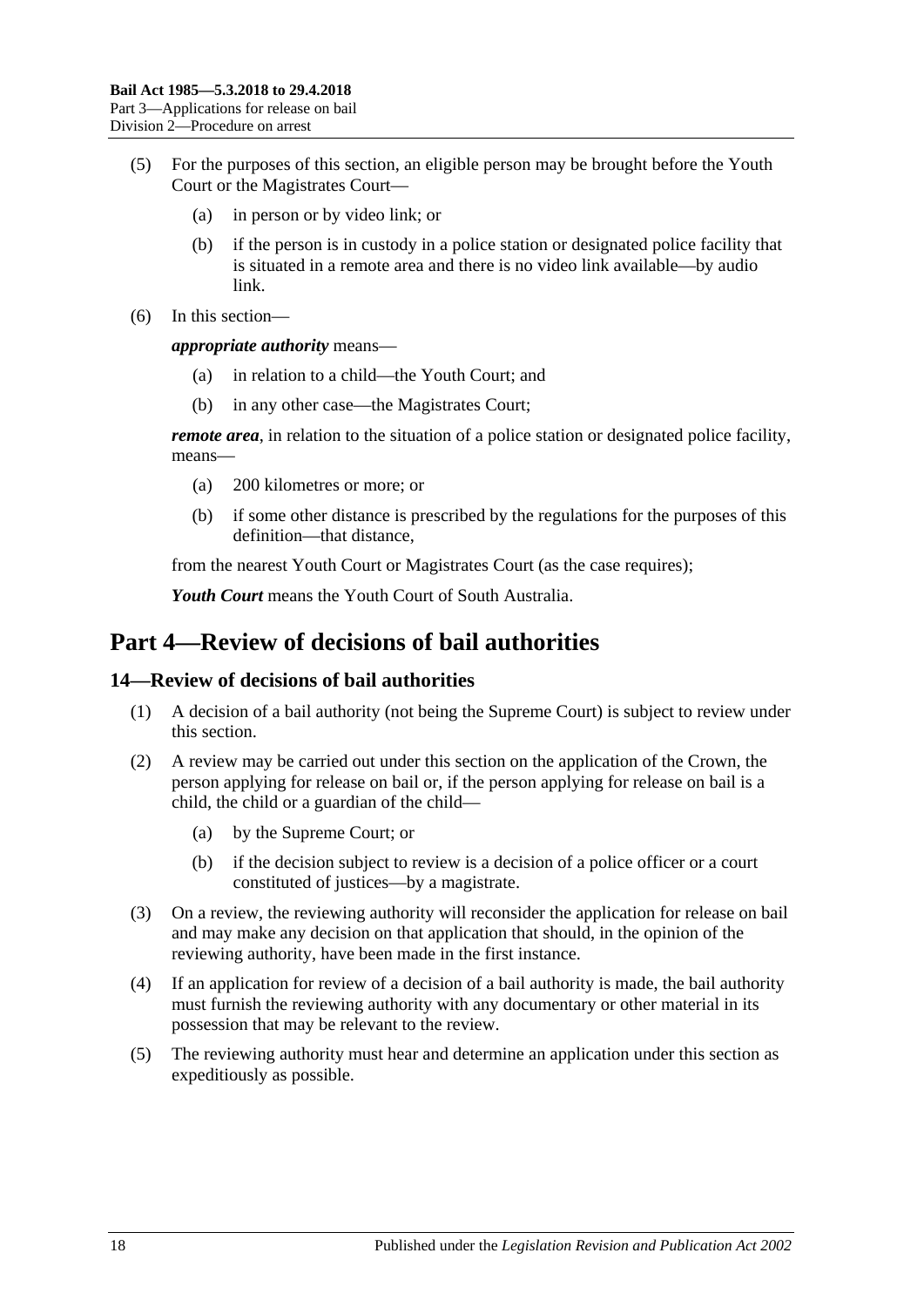(5) For the purposes of this section, an eligible person may be brought before the Youth Court or the Magistrates Court—

(a) in person or by video link; or

(b) if the person is in custody in a police station or designated police facility that is situated in a remote area and there is no video link available—by audio link.

(6) In this section—

***appropriate authority*** means—

(a) in relation to a child—the Youth Court; and

(b) in any other case—the Magistrates Court;

***remote area***, in relation to the situation of a police station or designated police facility, means—

(a) 200 kilometres or more; or

(b) if some other distance is prescribed by the regulations for the purposes of this definition—that distance,

from the nearest Youth Court or Magistrates Court (as the case requires);

***Youth Court*** means the Youth Court of South Australia.

# Part 4—Review of decisions of bail authorities

## 14—Review of decisions of bail authorities

(1) A decision of a bail authority (not being the Supreme Court) is subject to review under this section.

(2) A review may be carried out under this section on the application of the Crown, the person applying for release on bail or, if the person applying for release on bail is a child, the child or a guardian of the child—

(a) by the Supreme Court; or

(b) if the decision subject to review is a decision of a police officer or a court constituted of justices—by a magistrate.

(3) On a review, the reviewing authority will reconsider the application for release on bail and may make any decision on that application that should, in the opinion of the reviewing authority, have been made in the first instance.

(4) If an application for review of a decision of a bail authority is made, the bail authority must furnish the reviewing authority with any documentary or other material in its possession that may be relevant to the review.

(5) The reviewing authority must hear and determine an application under this section as expeditiously as possible.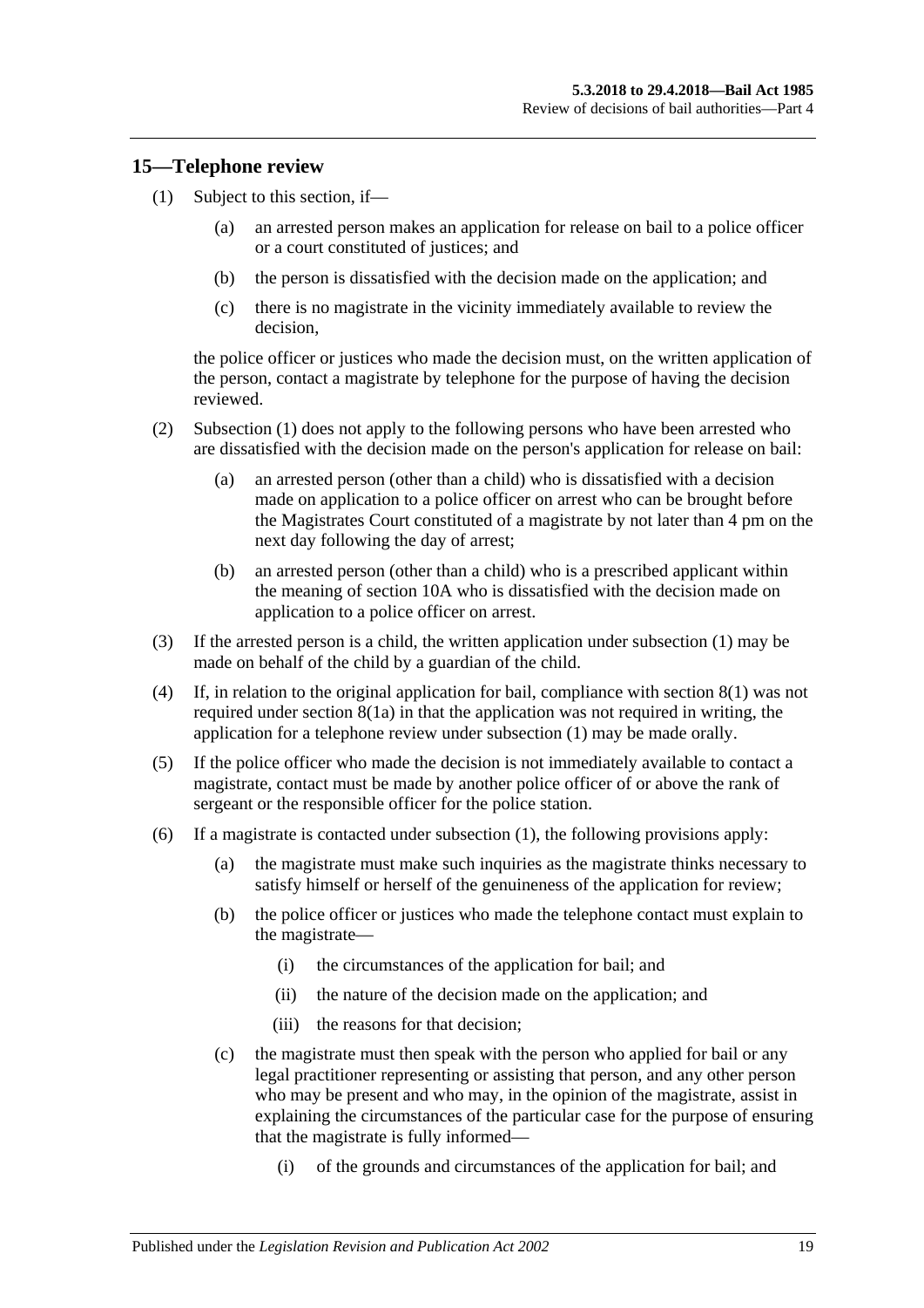## 15—Telephone review

(1) Subject to this section, if—

  (a) an arrested person makes an application for release on bail to a police officer or a court constituted of justices; and

  (b) the person is dissatisfied with the decision made on the application; and

  (c) there is no magistrate in the vicinity immediately available to review the decision,

the police officer or justices who made the decision must, on the written application of the person, contact a magistrate by telephone for the purpose of having the decision reviewed.

(2) Subsection (1) does not apply to the following persons who have been arrested who are dissatisfied with the decision made on the person's application for release on bail:

  (a) an arrested person (other than a child) who is dissatisfied with a decision made on application to a police officer on arrest who can be brought before the Magistrates Court constituted of a magistrate by not later than 4 pm on the next day following the day of arrest;

  (b) an arrested person (other than a child) who is a prescribed applicant within the meaning of section 10A who is dissatisfied with the decision made on application to a police officer on arrest.

(3) If the arrested person is a child, the written application under subsection (1) may be made on behalf of the child by a guardian of the child.

(4) If, in relation to the original application for bail, compliance with section 8(1) was not required under section 8(1a) in that the application was not required in writing, the application for a telephone review under subsection (1) may be made orally.

(5) If the police officer who made the decision is not immediately available to contact a magistrate, contact must be made by another police officer of or above the rank of sergeant or the responsible officer for the police station.

(6) If a magistrate is contacted under subsection (1), the following provisions apply:

  (a) the magistrate must make such inquiries as the magistrate thinks necessary to satisfy himself or herself of the genuineness of the application for review;

  (b) the police officer or justices who made the telephone contact must explain to the magistrate—

    (i) the circumstances of the application for bail; and

    (ii) the nature of the decision made on the application; and

    (iii) the reasons for that decision;

  (c) the magistrate must then speak with the person who applied for bail or any legal practitioner representing or assisting that person, and any other person who may be present and who may, in the opinion of the magistrate, assist in explaining the circumstances of the particular case for the purpose of ensuring that the magistrate is fully informed—

    (i) of the grounds and circumstances of the application for bail; and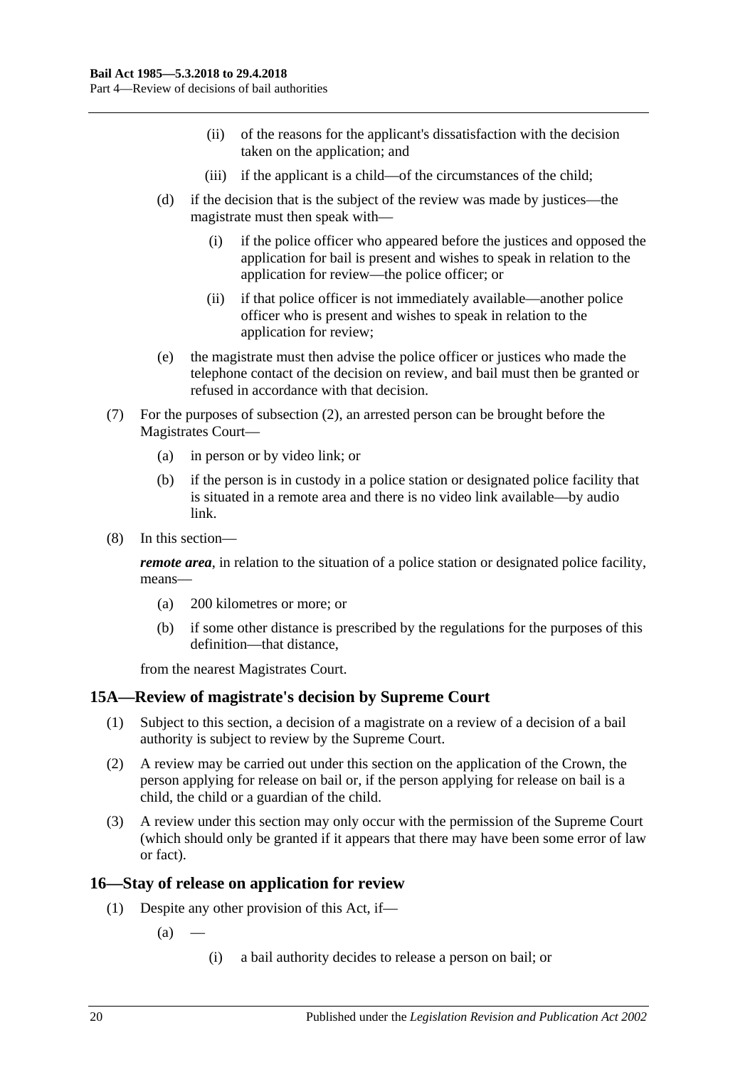(ii) of the reasons for the applicant's dissatisfaction with the decision taken on the application; and

(iii) if the applicant is a child—of the circumstances of the child;

(d) if the decision that is the subject of the review was made by justices—the magistrate must then speak with—

(i) if the police officer who appeared before the justices and opposed the application for bail is present and wishes to speak in relation to the application for review—the police officer; or

(ii) if that police officer is not immediately available—another police officer who is present and wishes to speak in relation to the application for review;

(e) the magistrate must then advise the police officer or justices who made the telephone contact of the decision on review, and bail must then be granted or refused in accordance with that decision.

(7) For the purposes of subsection (2), an arrested person can be brought before the Magistrates Court—

(a) in person or by video link; or

(b) if the person is in custody in a police station or designated police facility that is situated in a remote area and there is no video link available—by audio link.

(8) In this section—

***remote area***, in relation to the situation of a police station or designated police facility, means—

(a) 200 kilometres or more; or

(b) if some other distance is prescribed by the regulations for the purposes of this definition—that distance,

from the nearest Magistrates Court.

## 15A—Review of magistrate's decision by Supreme Court

(1) Subject to this section, a decision of a magistrate on a review of a decision of a bail authority is subject to review by the Supreme Court.

(2) A review may be carried out under this section on the application of the Crown, the person applying for release on bail or, if the person applying for release on bail is a child, the child or a guardian of the child.

(3) A review under this section may only occur with the permission of the Supreme Court (which should only be granted if it appears that there may have been some error of law or fact).

## 16—Stay of release on application for review

(1) Despite any other provision of this Act, if—

(a) —

(i) a bail authority decides to release a person on bail; or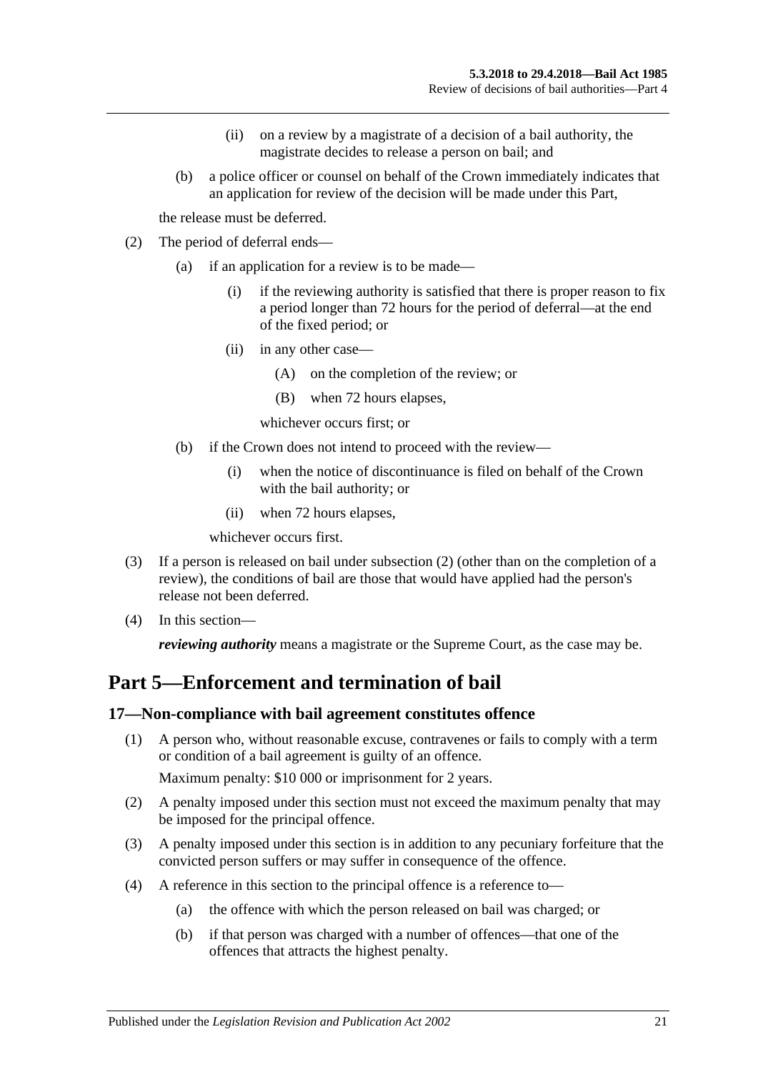(ii) on a review by a magistrate of a decision of a bail authority, the magistrate decides to release a person on bail; and

(b) a police officer or counsel on behalf of the Crown immediately indicates that an application for review of the decision will be made under this Part,

the release must be deferred.

(2) The period of deferral ends—

(a) if an application for a review is to be made—

(i) if the reviewing authority is satisfied that there is proper reason to fix a period longer than 72 hours for the period of deferral—at the end of the fixed period; or

(ii) in any other case—

(A) on the completion of the review; or

(B) when 72 hours elapses,

whichever occurs first; or

(b) if the Crown does not intend to proceed with the review—

(i) when the notice of discontinuance is filed on behalf of the Crown with the bail authority; or

(ii) when 72 hours elapses,

whichever occurs first.

(3) If a person is released on bail under subsection (2) (other than on the completion of a review), the conditions of bail are those that would have applied had the person's release not been deferred.

(4) In this section—

***reviewing authority*** means a magistrate or the Supreme Court, as the case may be.

# Part 5—Enforcement and termination of bail

## 17—Non-compliance with bail agreement constitutes offence

(1) A person who, without reasonable excuse, contravenes or fails to comply with a term or condition of a bail agreement is guilty of an offence.

Maximum penalty: $10 000 or imprisonment for 2 years.

(2) A penalty imposed under this section must not exceed the maximum penalty that may be imposed for the principal offence.

(3) A penalty imposed under this section is in addition to any pecuniary forfeiture that the convicted person suffers or may suffer in consequence of the offence.

(4) A reference in this section to the principal offence is a reference to—

(a) the offence with which the person released on bail was charged; or

(b) if that person was charged with a number of offences—that one of the offences that attracts the highest penalty.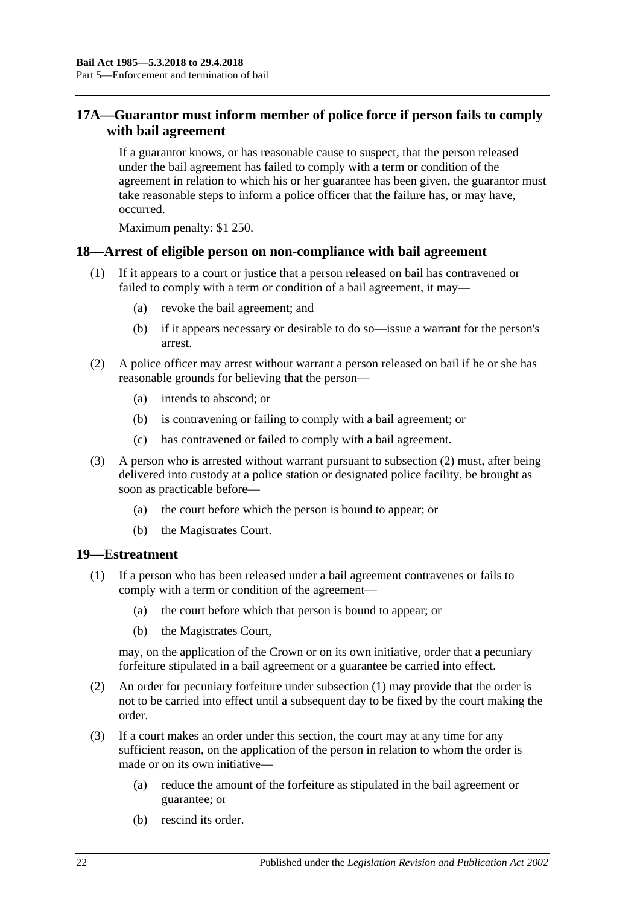## 17A—Guarantor must inform member of police force if person fails to comply with bail agreement

If a guarantor knows, or has reasonable cause to suspect, that the person released under the bail agreement has failed to comply with a term or condition of the agreement in relation to which his or her guarantee has been given, the guarantor must take reasonable steps to inform a police officer that the failure has, or may have, occurred.

Maximum penalty: $1 250.

## 18—Arrest of eligible person on non-compliance with bail agreement

(1) If it appears to a court or justice that a person released on bail has contravened or failed to comply with a term or condition of a bail agreement, it may—

(a) revoke the bail agreement; and

(b) if it appears necessary or desirable to do so—issue a warrant for the person's arrest.

(2) A police officer may arrest without warrant a person released on bail if he or she has reasonable grounds for believing that the person—

(a) intends to abscond; or

(b) is contravening or failing to comply with a bail agreement; or

(c) has contravened or failed to comply with a bail agreement.

(3) A person who is arrested without warrant pursuant to subsection (2) must, after being delivered into custody at a police station or designated police facility, be brought as soon as practicable before—

(a) the court before which the person is bound to appear; or

(b) the Magistrates Court.

## 19—Estreatment

(1) If a person who has been released under a bail agreement contravenes or fails to comply with a term or condition of the agreement—

(a) the court before which that person is bound to appear; or

(b) the Magistrates Court,

may, on the application of the Crown or on its own initiative, order that a pecuniary forfeiture stipulated in a bail agreement or a guarantee be carried into effect.

(2) An order for pecuniary forfeiture under subsection (1) may provide that the order is not to be carried into effect until a subsequent day to be fixed by the court making the order.

(3) If a court makes an order under this section, the court may at any time for any sufficient reason, on the application of the person in relation to whom the order is made or on its own initiative—

(a) reduce the amount of the forfeiture as stipulated in the bail agreement or guarantee; or

(b) rescind its order.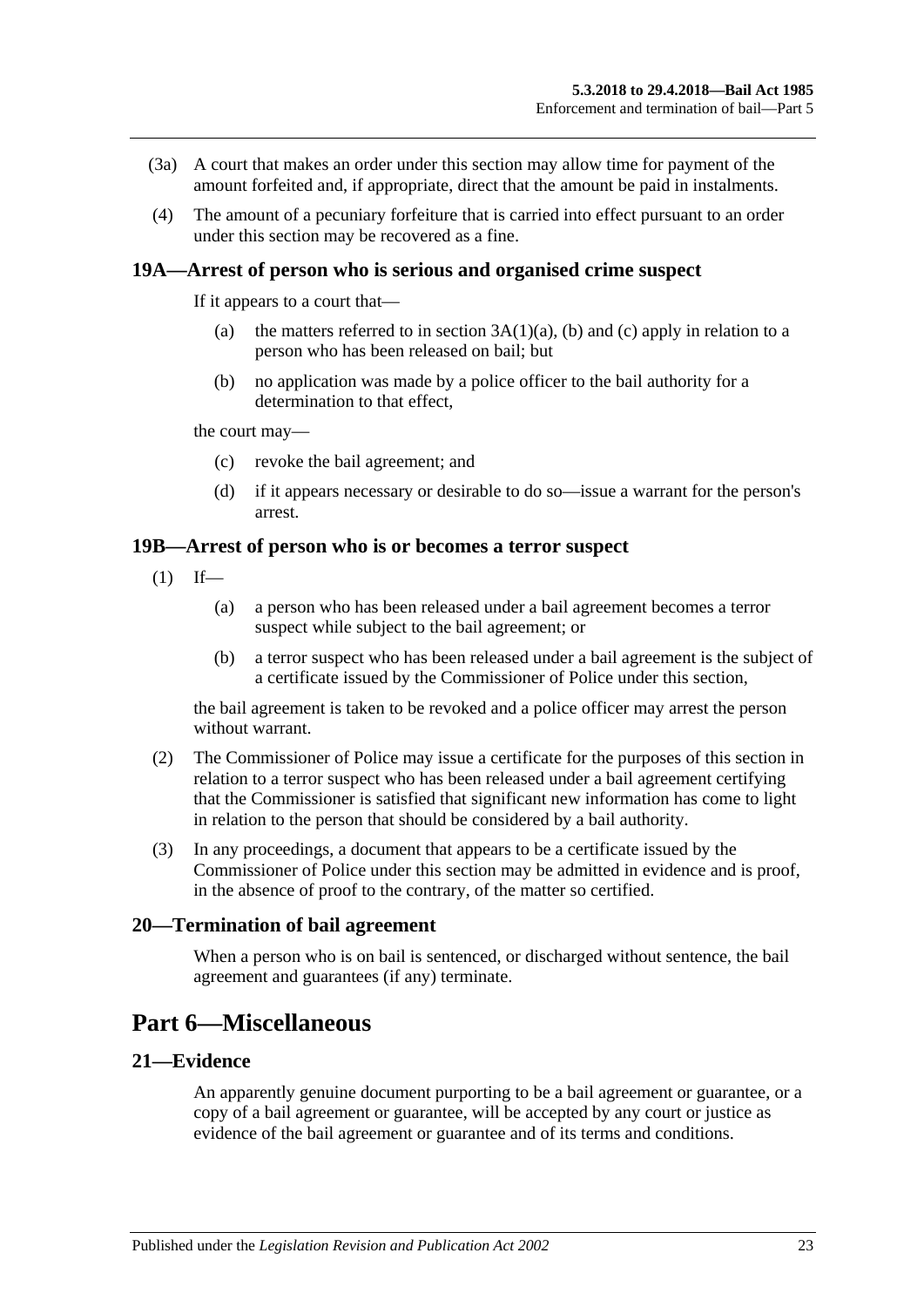(3a) A court that makes an order under this section may allow time for payment of the amount forfeited and, if appropriate, direct that the amount be paid in instalments.

(4) The amount of a pecuniary forfeiture that is carried into effect pursuant to an order under this section may be recovered as a fine.

### 19A—Arrest of person who is serious and organised crime suspect

If it appears to a court that—

(a) the matters referred to in section 3A(1)(a), (b) and (c) apply in relation to a person who has been released on bail; but

(b) no application was made by a police officer to the bail authority for a determination to that effect,

the court may—

(c) revoke the bail agreement; and

(d) if it appears necessary or desirable to do so—issue a warrant for the person's arrest.

### 19B—Arrest of person who is or becomes a terror suspect

(1) If—

(a) a person who has been released under a bail agreement becomes a terror suspect while subject to the bail agreement; or

(b) a terror suspect who has been released under a bail agreement is the subject of a certificate issued by the Commissioner of Police under this section,

the bail agreement is taken to be revoked and a police officer may arrest the person without warrant.

(2) The Commissioner of Police may issue a certificate for the purposes of this section in relation to a terror suspect who has been released under a bail agreement certifying that the Commissioner is satisfied that significant new information has come to light in relation to the person that should be considered by a bail authority.

(3) In any proceedings, a document that appears to be a certificate issued by the Commissioner of Police under this section may be admitted in evidence and is proof, in the absence of proof to the contrary, of the matter so certified.

### 20—Termination of bail agreement

When a person who is on bail is sentenced, or discharged without sentence, the bail agreement and guarantees (if any) terminate.

## Part 6—Miscellaneous

### 21—Evidence

An apparently genuine document purporting to be a bail agreement or guarantee, or a copy of a bail agreement or guarantee, will be accepted by any court or justice as evidence of the bail agreement or guarantee and of its terms and conditions.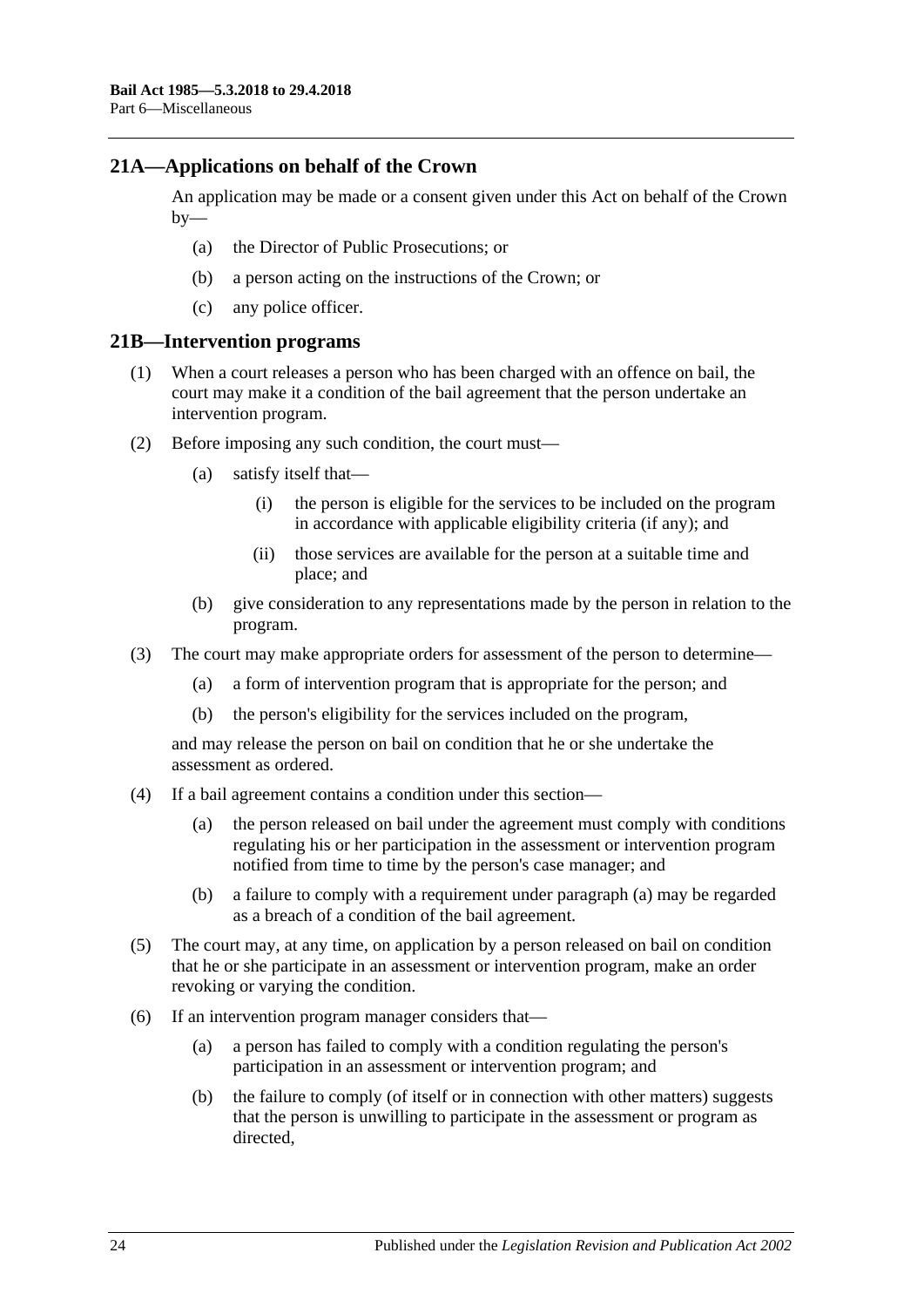## 21A—Applications on behalf of the Crown

An application may be made or a consent given under this Act on behalf of the Crown by—

(a) the Director of Public Prosecutions; or

(b) a person acting on the instructions of the Crown; or

(c) any police officer.

## 21B—Intervention programs

(1) When a court releases a person who has been charged with an offence on bail, the court may make it a condition of the bail agreement that the person undertake an intervention program.

(2) Before imposing any such condition, the court must—

(a) satisfy itself that—

(i) the person is eligible for the services to be included on the program in accordance with applicable eligibility criteria (if any); and

(ii) those services are available for the person at a suitable time and place; and

(b) give consideration to any representations made by the person in relation to the program.

(3) The court may make appropriate orders for assessment of the person to determine—

(a) a form of intervention program that is appropriate for the person; and

(b) the person's eligibility for the services included on the program,

and may release the person on bail on condition that he or she undertake the assessment as ordered.

(4) If a bail agreement contains a condition under this section—

(a) the person released on bail under the agreement must comply with conditions regulating his or her participation in the assessment or intervention program notified from time to time by the person's case manager; and

(b) a failure to comply with a requirement under paragraph (a) may be regarded as a breach of a condition of the bail agreement.

(5) The court may, at any time, on application by a person released on bail on condition that he or she participate in an assessment or intervention program, make an order revoking or varying the condition.

(6) If an intervention program manager considers that—

(a) a person has failed to comply with a condition regulating the person's participation in an assessment or intervention program; and

(b) the failure to comply (of itself or in connection with other matters) suggests that the person is unwilling to participate in the assessment or program as directed,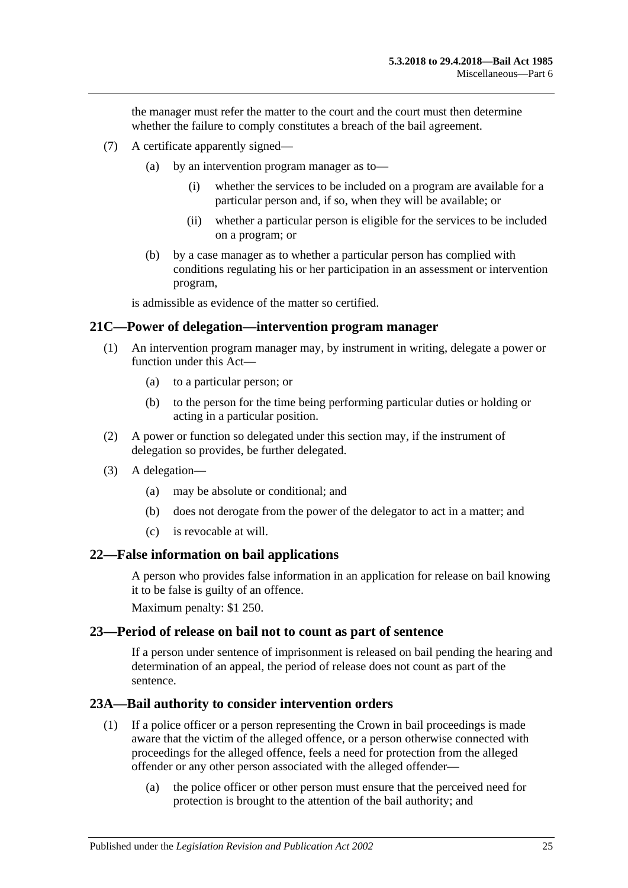the manager must refer the matter to the court and the court must then determine whether the failure to comply constitutes a breach of the bail agreement.

(7) A certificate apparently signed—

(a) by an intervention program manager as to—

(i) whether the services to be included on a program are available for a particular person and, if so, when they will be available; or

(ii) whether a particular person is eligible for the services to be included on a program; or

(b) by a case manager as to whether a particular person has complied with conditions regulating his or her participation in an assessment or intervention program,

is admissible as evidence of the matter so certified.

## 21C—Power of delegation—intervention program manager

(1) An intervention program manager may, by instrument in writing, delegate a power or function under this Act—

(a) to a particular person; or

(b) to the person for the time being performing particular duties or holding or acting in a particular position.

(2) A power or function so delegated under this section may, if the instrument of delegation so provides, be further delegated.

(3) A delegation—

(a) may be absolute or conditional; and

(b) does not derogate from the power of the delegator to act in a matter; and

(c) is revocable at will.

## 22—False information on bail applications

A person who provides false information in an application for release on bail knowing it to be false is guilty of an offence.

Maximum penalty: $1 250.

## 23—Period of release on bail not to count as part of sentence

If a person under sentence of imprisonment is released on bail pending the hearing and determination of an appeal, the period of release does not count as part of the sentence.

## 23A—Bail authority to consider intervention orders

(1) If a police officer or a person representing the Crown in bail proceedings is made aware that the victim of the alleged offence, or a person otherwise connected with proceedings for the alleged offence, feels a need for protection from the alleged offender or any other person associated with the alleged offender—

(a) the police officer or other person must ensure that the perceived need for protection is brought to the attention of the bail authority; and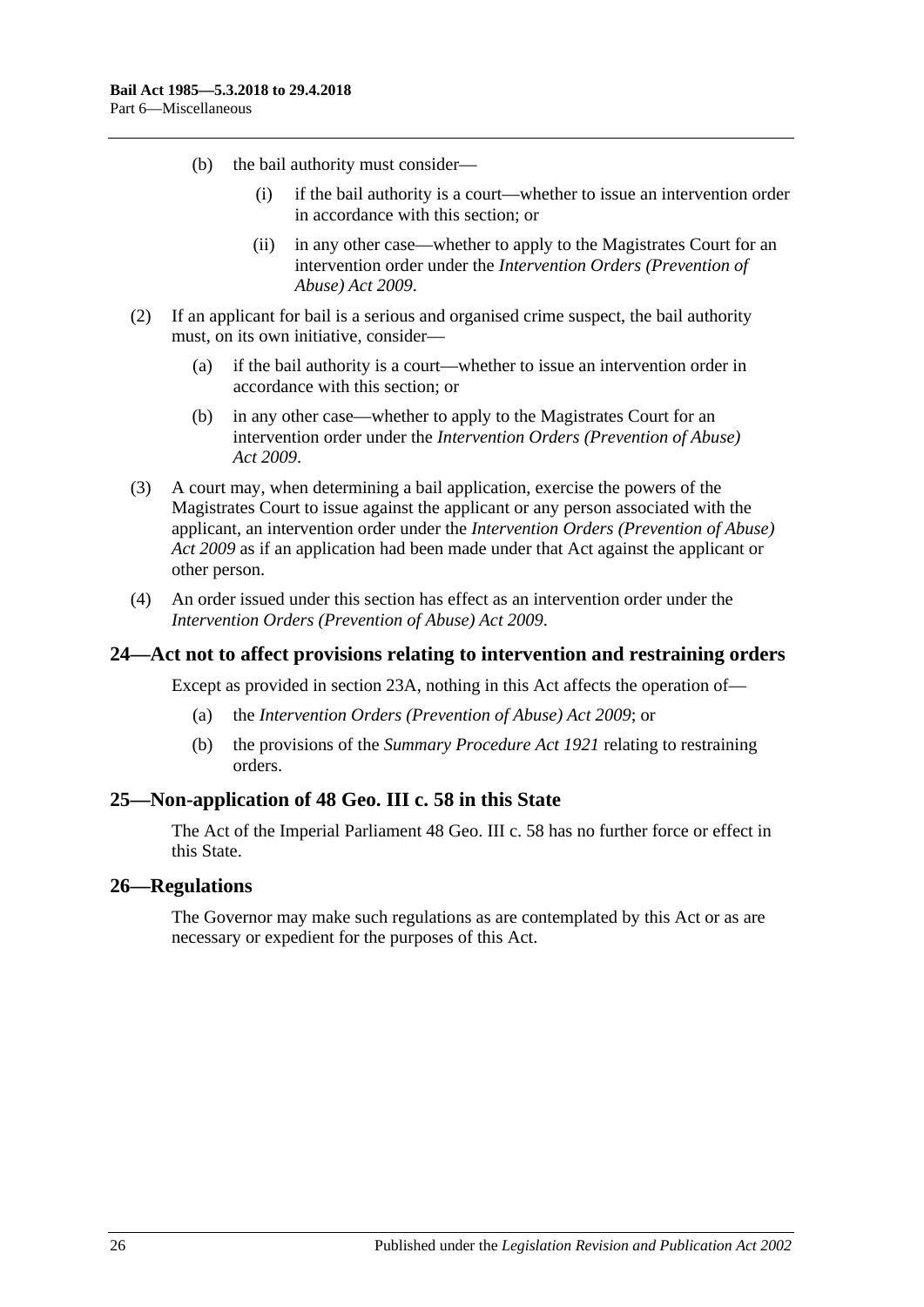(b) the bail authority must consider—

  (i) if the bail authority is a court—whether to issue an intervention order in accordance with this section; or

  (ii) in any other case—whether to apply to the Magistrates Court for an intervention order under the *Intervention Orders (Prevention of Abuse) Act 2009*.

(2) If an applicant for bail is a serious and organised crime suspect, the bail authority must, on its own initiative, consider—

  (a) if the bail authority is a court—whether to issue an intervention order in accordance with this section; or

  (b) in any other case—whether to apply to the Magistrates Court for an intervention order under the *Intervention Orders (Prevention of Abuse) Act 2009*.

(3) A court may, when determining a bail application, exercise the powers of the Magistrates Court to issue against the applicant or any person associated with the applicant, an intervention order under the *Intervention Orders (Prevention of Abuse) Act 2009* as if an application had been made under that Act against the applicant or other person.

(4) An order issued under this section has effect as an intervention order under the *Intervention Orders (Prevention of Abuse) Act 2009*.

## 24—Act not to affect provisions relating to intervention and restraining orders

Except as provided in section 23A, nothing in this Act affects the operation of—

  (a) the *Intervention Orders (Prevention of Abuse) Act 2009*; or

  (b) the provisions of the *Summary Procedure Act 1921* relating to restraining orders.

## 25—Non-application of 48 Geo. III c. 58 in this State

The Act of the Imperial Parliament 48 Geo. III c. 58 has no further force or effect in this State.

## 26—Regulations

The Governor may make such regulations as are contemplated by this Act or as are necessary or expedient for the purposes of this Act.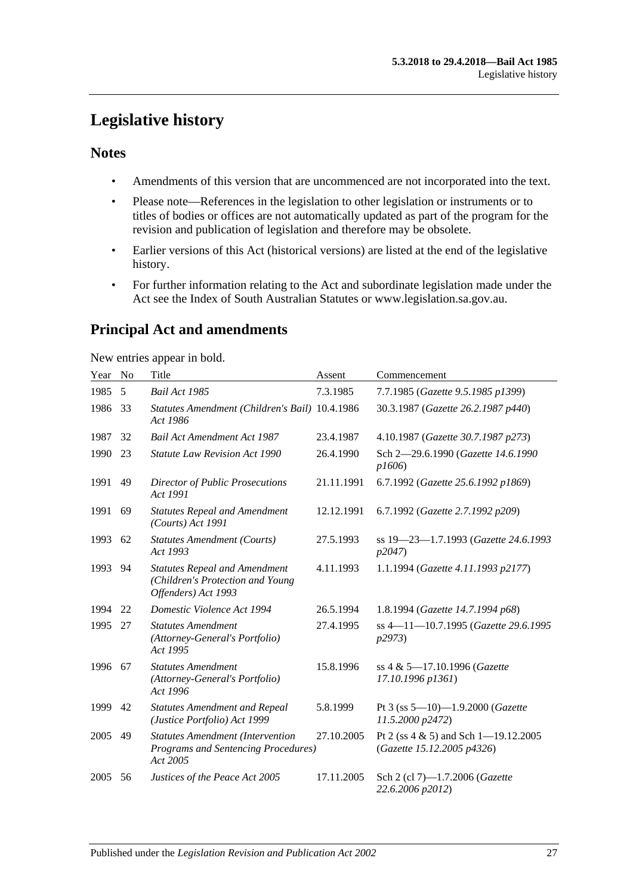# Legislative history

## Notes

- Amendments of this version that are uncommenced are not incorporated into the text.
- Please note—References in the legislation to other legislation or instruments or to titles of bodies or offices are not automatically updated as part of the program for the revision and publication of legislation and therefore may be obsolete.
- Earlier versions of this Act (historical versions) are listed at the end of the legislative history.
- For further information relating to the Act and subordinate legislation made under the Act see the Index of South Australian Statutes or www.legislation.sa.gov.au.

## Principal Act and amendments

New entries appear in bold.

| Year | No | Title | Assent | Commencement |
|---|---|---|---|---|
| 1985 | 5 | *Bail Act 1985* | 7.3.1985 | 7.7.1985 (*Gazette 9.5.1985 p1399*) |
| 1986 | 33 | *Statutes Amendment (Children's Bail) Act 1986* | 10.4.1986 | 30.3.1987 (*Gazette 26.2.1987 p440*) |
| 1987 | 32 | *Bail Act Amendment Act 1987* | 23.4.1987 | 4.10.1987 (*Gazette 30.7.1987 p273*) |
| 1990 | 23 | *Statute Law Revision Act 1990* | 26.4.1990 | Sch 2—29.6.1990 (*Gazette 14.6.1990 p1606*) |
| 1991 | 49 | *Director of Public Prosecutions Act 1991* | 21.11.1991 | 6.7.1992 (*Gazette 25.6.1992 p1869*) |
| 1991 | 69 | *Statutes Repeal and Amendment (Courts) Act 1991* | 12.12.1991 | 6.7.1992 (*Gazette 2.7.1992 p209*) |
| 1993 | 62 | *Statutes Amendment (Courts) Act 1993* | 27.5.1993 | ss 19—23—1.7.1993 (*Gazette 24.6.1993 p2047*) |
| 1993 | 94 | *Statutes Repeal and Amendment (Children's Protection and Young Offenders) Act 1993* | 4.11.1993 | 1.1.1994 (*Gazette 4.11.1993 p2177*) |
| 1994 | 22 | *Domestic Violence Act 1994* | 26.5.1994 | 1.8.1994 (*Gazette 14.7.1994 p68*) |
| 1995 | 27 | *Statutes Amendment (Attorney-General's Portfolio) Act 1995* | 27.4.1995 | ss 4—11—10.7.1995 (*Gazette 29.6.1995 p2973*) |
| 1996 | 67 | *Statutes Amendment (Attorney-General's Portfolio) Act 1996* | 15.8.1996 | ss 4 & 5—17.10.1996 (*Gazette 17.10.1996 p1361*) |
| 1999 | 42 | *Statutes Amendment and Repeal (Justice Portfolio) Act 1999* | 5.8.1999 | Pt 3 (ss 5—10)—1.9.2000 (*Gazette 11.5.2000 p2472*) |
| 2005 | 49 | *Statutes Amendment (Intervention Programs and Sentencing Procedures) Act 2005* | 27.10.2005 | Pt 2 (ss 4 & 5) and Sch 1—19.12.2005 (*Gazette 15.12.2005 p4326*) |
| 2005 | 56 | *Justices of the Peace Act 2005* | 17.11.2005 | Sch 2 (cl 7)—1.7.2006 (*Gazette 22.6.2006 p2012*) |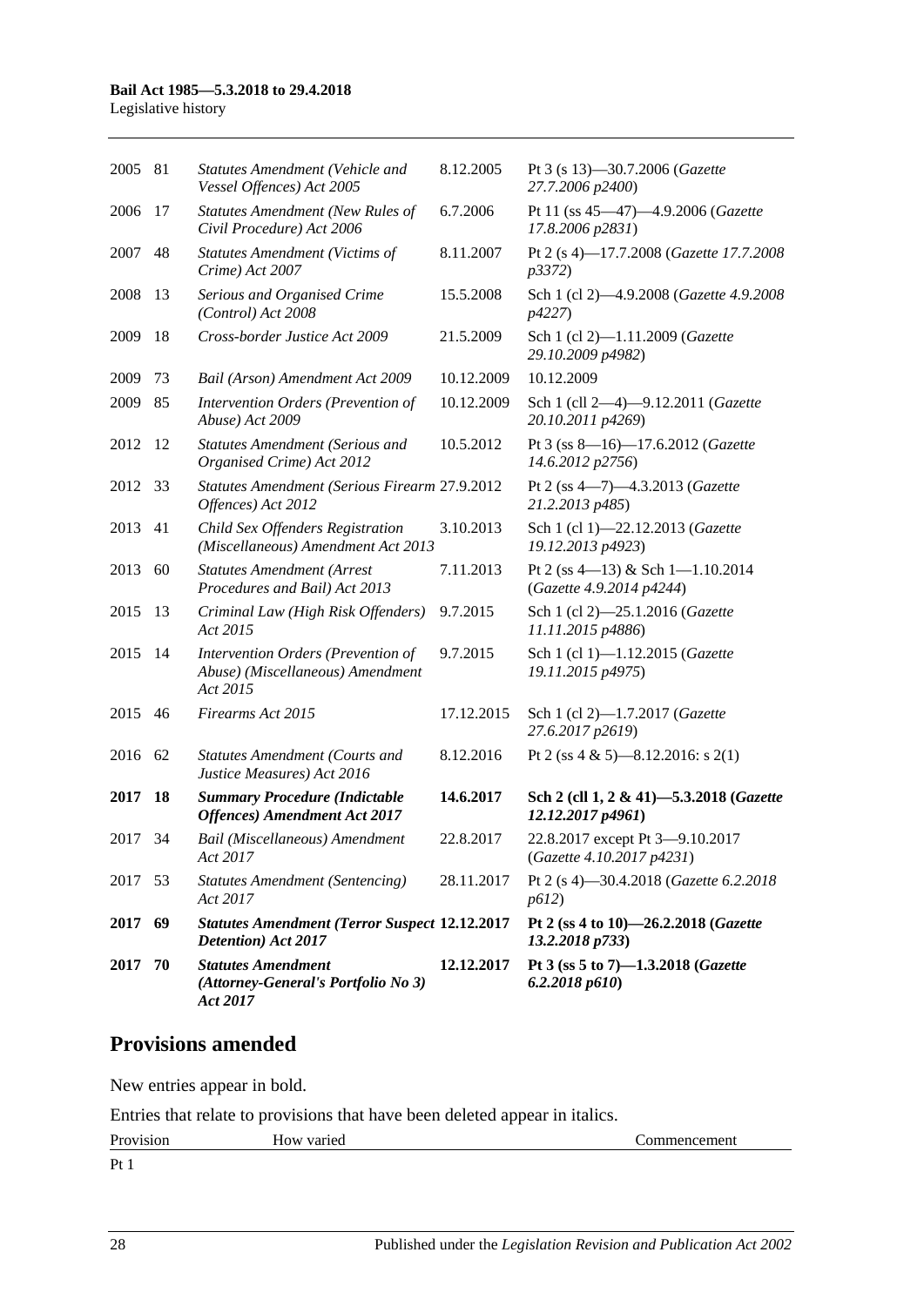| | | | | |
|---|---|---|---|---|
| 2005 | 81 | *Statutes Amendment (Vehicle and Vessel Offences) Act 2005* | 8.12.2005 | Pt 3 (s 13)—30.7.2006 (*Gazette 27.7.2006 p2400*) |
| 2006 | 17 | *Statutes Amendment (New Rules of Civil Procedure) Act 2006* | 6.7.2006 | Pt 11 (ss 45—47)—4.9.2006 (*Gazette 17.8.2006 p2831*) |
| 2007 | 48 | *Statutes Amendment (Victims of Crime) Act 2007* | 8.11.2007 | Pt 2 (s 4)—17.7.2008 (*Gazette 17.7.2008 p3372*) |
| 2008 | 13 | *Serious and Organised Crime (Control) Act 2008* | 15.5.2008 | Sch 1 (cl 2)—4.9.2008 (*Gazette 4.9.2008 p4227*) |
| 2009 | 18 | *Cross-border Justice Act 2009* | 21.5.2009 | Sch 1 (cl 2)—1.11.2009 (*Gazette 29.10.2009 p4982*) |
| 2009 | 73 | *Bail (Arson) Amendment Act 2009* | 10.12.2009 | 10.12.2009 |
| 2009 | 85 | *Intervention Orders (Prevention of Abuse) Act 2009* | 10.12.2009 | Sch 1 (cll 2—4)—9.12.2011 (*Gazette 20.10.2011 p4269*) |
| 2012 | 12 | *Statutes Amendment (Serious and Organised Crime) Act 2012* | 10.5.2012 | Pt 3 (ss 8—16)—17.6.2012 (*Gazette 14.6.2012 p2756*) |
| 2012 | 33 | *Statutes Amendment (Serious Firearm Offences) Act 2012* | 27.9.2012 | Pt 2 (ss 4—7)—4.3.2013 (*Gazette 21.2.2013 p485*) |
| 2013 | 41 | *Child Sex Offenders Registration (Miscellaneous) Amendment Act 2013* | 3.10.2013 | Sch 1 (cl 1)—22.12.2013 (*Gazette 19.12.2013 p4923*) |
| 2013 | 60 | *Statutes Amendment (Arrest Procedures and Bail) Act 2013* | 7.11.2013 | Pt 2 (ss 4—13) & Sch 1—1.10.2014 (*Gazette 4.9.2014 p4244*) |
| 2015 | 13 | *Criminal Law (High Risk Offenders) Act 2015* | 9.7.2015 | Sch 1 (cl 2)—25.1.2016 (*Gazette 11.11.2015 p4886*) |
| 2015 | 14 | *Intervention Orders (Prevention of Abuse) (Miscellaneous) Amendment Act 2015* | 9.7.2015 | Sch 1 (cl 1)—1.12.2015 (*Gazette 19.11.2015 p4975*) |
| 2015 | 46 | *Firearms Act 2015* | 17.12.2015 | Sch 1 (cl 2)—1.7.2017 (*Gazette 27.6.2017 p2619*) |
| 2016 | 62 | *Statutes Amendment (Courts and Justice Measures) Act 2016* | 8.12.2016 | Pt 2 (ss 4 & 5)—8.12.2016: s 2(1) |
| **2017** | **18** | ***Summary Procedure (Indictable Offences) Amendment Act 2017*** | **14.6.2017** | **Sch 2 (cll 1, 2 & 41)—5.3.2018 (*Gazette 12.12.2017 p4961*)** |
| 2017 | 34 | *Bail (Miscellaneous) Amendment Act 2017* | 22.8.2017 | 22.8.2017 except Pt 3—9.10.2017 (*Gazette 4.10.2017 p4231*) |
| 2017 | 53 | *Statutes Amendment (Sentencing) Act 2017* | 28.11.2017 | Pt 2 (s 4)—30.4.2018 (*Gazette 6.2.2018 p612*) |
| **2017** | **69** | ***Statutes Amendment (Terror Suspect Detention) Act 2017*** | **12.12.2017** | **Pt 2 (ss 4 to 10)—26.2.2018 (*Gazette 13.2.2018 p733*)** |
| **2017** | **70** | ***Statutes Amendment (Attorney-General's Portfolio No 3) Act 2017*** | **12.12.2017** | **Pt 3 (ss 5 to 7)—1.3.2018 (*Gazette 6.2.2018 p610*)** |

## Provisions amended

New entries appear in bold.

Entries that relate to provisions that have been deleted appear in italics.

| Provision | How varied | Commencement |
|---|---|---|
| Pt 1 | | |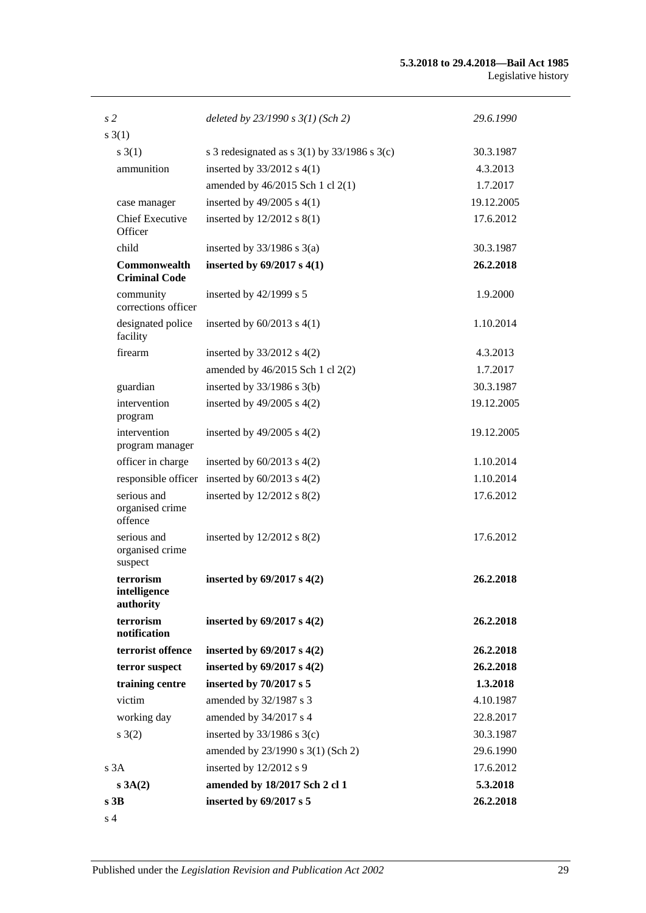| | | |
|---|---|---|
| *s 2* | *deleted by 23/1990 s 3(1) (Sch 2)* | *29.6.1990* |
| s 3(1) | | |
| s 3(1) | s 3 redesignated as s 3(1) by 33/1986 s 3(c) | 30.3.1987 |
| ammunition | inserted by 33/2012 s 4(1) | 4.3.2013 |
| | amended by 46/2015 Sch 1 cl 2(1) | 1.7.2017 |
| case manager | inserted by 49/2005 s 4(1) | 19.12.2005 |
| Chief Executive Officer | inserted by 12/2012 s 8(1) | 17.6.2012 |
| child | inserted by 33/1986 s 3(a) | 30.3.1987 |
| **Commonwealth Criminal Code** | **inserted by 69/2017 s 4(1)** | **26.2.2018** |
| community corrections officer | inserted by 42/1999 s 5 | 1.9.2000 |
| designated police facility | inserted by 60/2013 s 4(1) | 1.10.2014 |
| firearm | inserted by 33/2012 s 4(2) | 4.3.2013 |
| | amended by 46/2015 Sch 1 cl 2(2) | 1.7.2017 |
| guardian | inserted by 33/1986 s 3(b) | 30.3.1987 |
| intervention program | inserted by 49/2005 s 4(2) | 19.12.2005 |
| intervention program manager | inserted by 49/2005 s 4(2) | 19.12.2005 |
| officer in charge | inserted by 60/2013 s 4(2) | 1.10.2014 |
| responsible officer | inserted by 60/2013 s 4(2) | 1.10.2014 |
| serious and organised crime offence | inserted by 12/2012 s 8(2) | 17.6.2012 |
| serious and organised crime suspect | inserted by 12/2012 s 8(2) | 17.6.2012 |
| **terrorism intelligence authority** | **inserted by 69/2017 s 4(2)** | **26.2.2018** |
| **terrorism notification** | **inserted by 69/2017 s 4(2)** | **26.2.2018** |
| **terrorist offence** | **inserted by 69/2017 s 4(2)** | **26.2.2018** |
| **terror suspect** | **inserted by 69/2017 s 4(2)** | **26.2.2018** |
| **training centre** | **inserted by 70/2017 s 5** | **1.3.2018** |
| victim | amended by 32/1987 s 3 | 4.10.1987 |
| working day | amended by 34/2017 s 4 | 22.8.2017 |
| s 3(2) | inserted by 33/1986 s 3(c) | 30.3.1987 |
| | amended by 23/1990 s 3(1) (Sch 2) | 29.6.1990 |
| s 3A | inserted by 12/2012 s 9 | 17.6.2012 |
| **s 3A(2)** | **amended by 18/2017 Sch 2 cl 1** | **5.3.2018** |
| **s 3B** | **inserted by 69/2017 s 5** | **26.2.2018** |
| s 4 | | |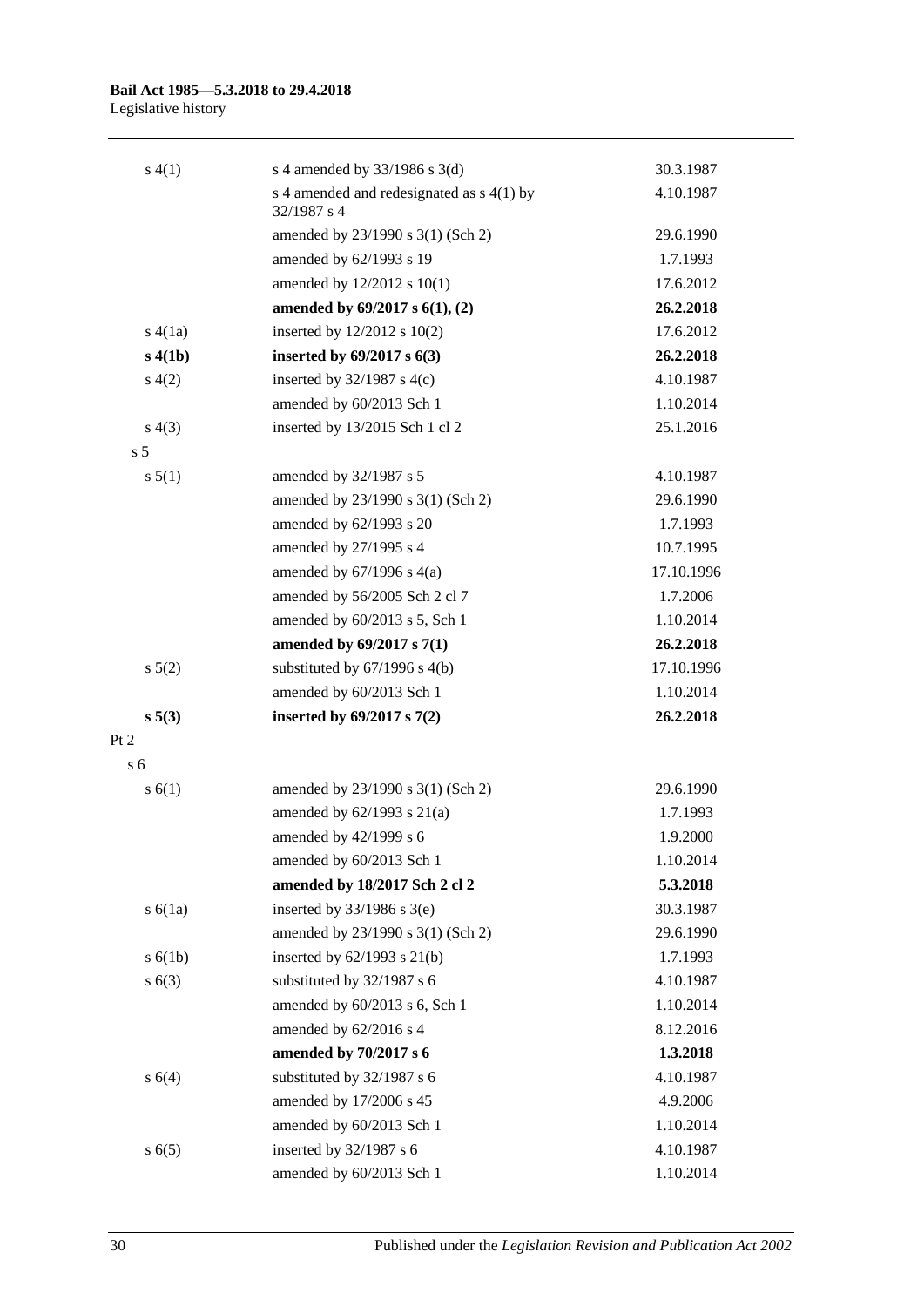| | | |
|---|---|---|
| s 4(1) | s 4 amended by 33/1986 s 3(d) | 30.3.1987 |
| | s 4 amended and redesignated as s 4(1) by 32/1987 s 4 | 4.10.1987 |
| | amended by 23/1990 s 3(1) (Sch 2) | 29.6.1990 |
| | amended by 62/1993 s 19 | 1.7.1993 |
| | amended by 12/2012 s 10(1) | 17.6.2012 |
| | **amended by 69/2017 s 6(1), (2)** | **26.2.2018** |
| s 4(1a) | inserted by 12/2012 s 10(2) | 17.6.2012 |
| **s 4(1b)** | **inserted by 69/2017 s 6(3)** | **26.2.2018** |
| s 4(2) | inserted by 32/1987 s 4(c) | 4.10.1987 |
| | amended by 60/2013 Sch 1 | 1.10.2014 |
| s 4(3) | inserted by 13/2015 Sch 1 cl 2 | 25.1.2016 |
| s 5 | | |
| s 5(1) | amended by 32/1987 s 5 | 4.10.1987 |
| | amended by 23/1990 s 3(1) (Sch 2) | 29.6.1990 |
| | amended by 62/1993 s 20 | 1.7.1993 |
| | amended by 27/1995 s 4 | 10.7.1995 |
| | amended by 67/1996 s 4(a) | 17.10.1996 |
| | amended by 56/2005 Sch 2 cl 7 | 1.7.2006 |
| | amended by 60/2013 s 5, Sch 1 | 1.10.2014 |
| | **amended by 69/2017 s 7(1)** | **26.2.2018** |
| s 5(2) | substituted by 67/1996 s 4(b) | 17.10.1996 |
| | amended by 60/2013 Sch 1 | 1.10.2014 |
| **s 5(3)** | **inserted by 69/2017 s 7(2)** | **26.2.2018** |
| Pt 2 | | |
| s 6 | | |
| s 6(1) | amended by 23/1990 s 3(1) (Sch 2) | 29.6.1990 |
| | amended by 62/1993 s 21(a) | 1.7.1993 |
| | amended by 42/1999 s 6 | 1.9.2000 |
| | amended by 60/2013 Sch 1 | 1.10.2014 |
| | **amended by 18/2017 Sch 2 cl 2** | **5.3.2018** |
| s 6(1a) | inserted by 33/1986 s 3(e) | 30.3.1987 |
| | amended by 23/1990 s 3(1) (Sch 2) | 29.6.1990 |
| s 6(1b) | inserted by 62/1993 s 21(b) | 1.7.1993 |
| s 6(3) | substituted by 32/1987 s 6 | 4.10.1987 |
| | amended by 60/2013 s 6, Sch 1 | 1.10.2014 |
| | amended by 62/2016 s 4 | 8.12.2016 |
| | **amended by 70/2017 s 6** | **1.3.2018** |
| s 6(4) | substituted by 32/1987 s 6 | 4.10.1987 |
| | amended by 17/2006 s 45 | 4.9.2006 |
| | amended by 60/2013 Sch 1 | 1.10.2014 |
| s 6(5) | inserted by 32/1987 s 6 | 4.10.1987 |
| | amended by 60/2013 Sch 1 | 1.10.2014 |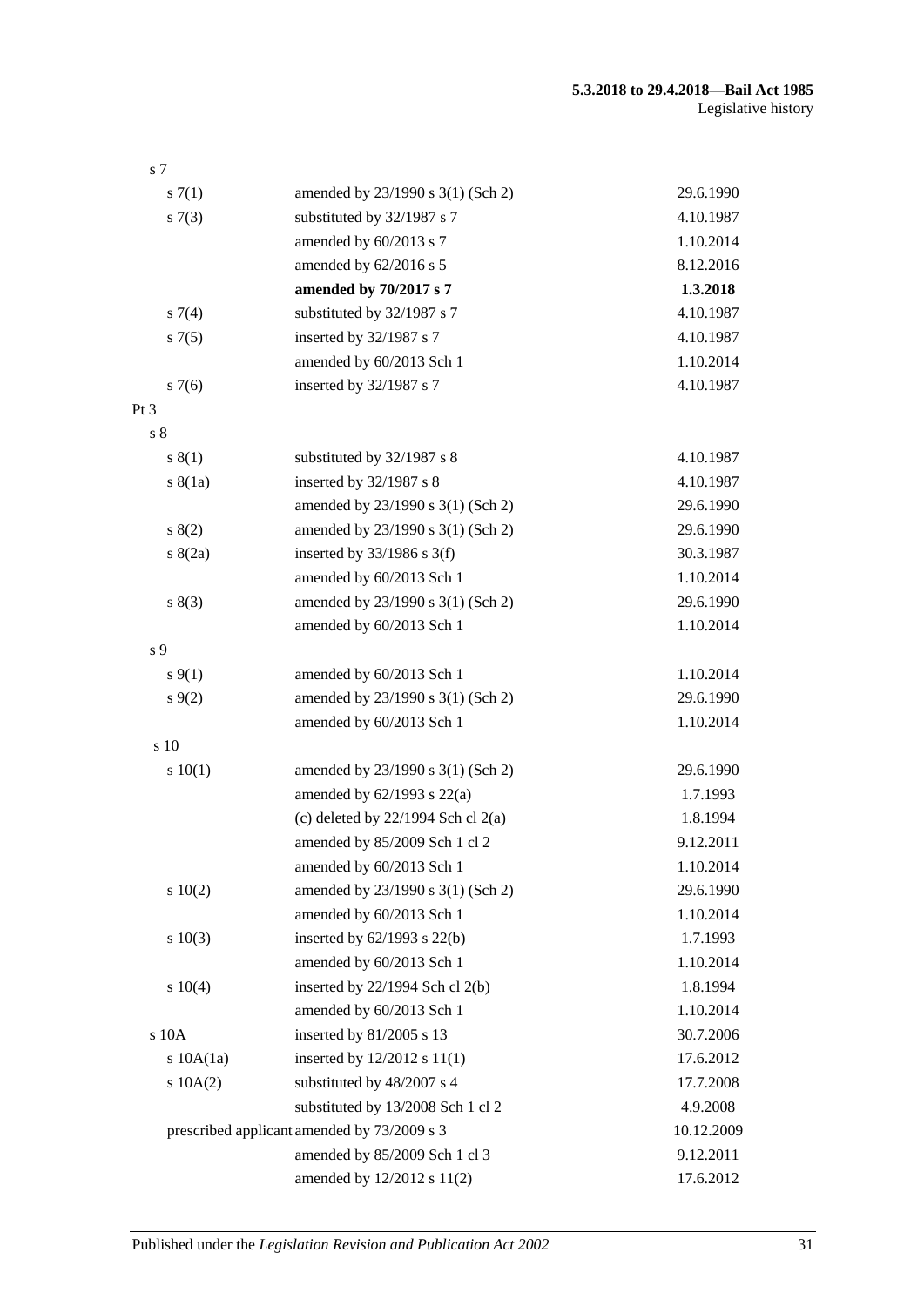| | | |
|---|---|---|
| s 7 | | |
| s 7(1) | amended by 23/1990 s 3(1) (Sch 2) | 29.6.1990 |
| s 7(3) | substituted by 32/1987 s 7 | 4.10.1987 |
| | amended by 60/2013 s 7 | 1.10.2014 |
| | amended by 62/2016 s 5 | 8.12.2016 |
| | **amended by 70/2017 s 7** | **1.3.2018** |
| s 7(4) | substituted by 32/1987 s 7 | 4.10.1987 |
| s 7(5) | inserted by 32/1987 s 7 | 4.10.1987 |
| | amended by 60/2013 Sch 1 | 1.10.2014 |
| s 7(6) | inserted by 32/1987 s 7 | 4.10.1987 |
| Pt 3 | | |
| s 8 | | |
| s 8(1) | substituted by 32/1987 s 8 | 4.10.1987 |
| s 8(1a) | inserted by 32/1987 s 8 | 4.10.1987 |
| | amended by 23/1990 s 3(1) (Sch 2) | 29.6.1990 |
| s 8(2) | amended by 23/1990 s 3(1) (Sch 2) | 29.6.1990 |
| s 8(2a) | inserted by 33/1986 s 3(f) | 30.3.1987 |
| | amended by 60/2013 Sch 1 | 1.10.2014 |
| s 8(3) | amended by 23/1990 s 3(1) (Sch 2) | 29.6.1990 |
| | amended by 60/2013 Sch 1 | 1.10.2014 |
| s 9 | | |
| s 9(1) | amended by 60/2013 Sch 1 | 1.10.2014 |
| s 9(2) | amended by 23/1990 s 3(1) (Sch 2) | 29.6.1990 |
| | amended by 60/2013 Sch 1 | 1.10.2014 |
| s 10 | | |
| s 10(1) | amended by 23/1990 s 3(1) (Sch 2) | 29.6.1990 |
| | amended by 62/1993 s 22(a) | 1.7.1993 |
| | (c) deleted by 22/1994 Sch cl 2(a) | 1.8.1994 |
| | amended by 85/2009 Sch 1 cl 2 | 9.12.2011 |
| | amended by 60/2013 Sch 1 | 1.10.2014 |
| s 10(2) | amended by 23/1990 s 3(1) (Sch 2) | 29.6.1990 |
| | amended by 60/2013 Sch 1 | 1.10.2014 |
| s 10(3) | inserted by 62/1993 s 22(b) | 1.7.1993 |
| | amended by 60/2013 Sch 1 | 1.10.2014 |
| s 10(4) | inserted by 22/1994 Sch cl 2(b) | 1.8.1994 |
| | amended by 60/2013 Sch 1 | 1.10.2014 |
| s 10A | inserted by 81/2005 s 13 | 30.7.2006 |
| s 10A(1a) | inserted by 12/2012 s 11(1) | 17.6.2012 |
| s 10A(2) | substituted by 48/2007 s 4 | 17.7.2008 |
| | substituted by 13/2008 Sch 1 cl 2 | 4.9.2008 |
| prescribed applicant | amended by 73/2009 s 3 | 10.12.2009 |
| | amended by 85/2009 Sch 1 cl 3 | 9.12.2011 |
| | amended by 12/2012 s 11(2) | 17.6.2012 |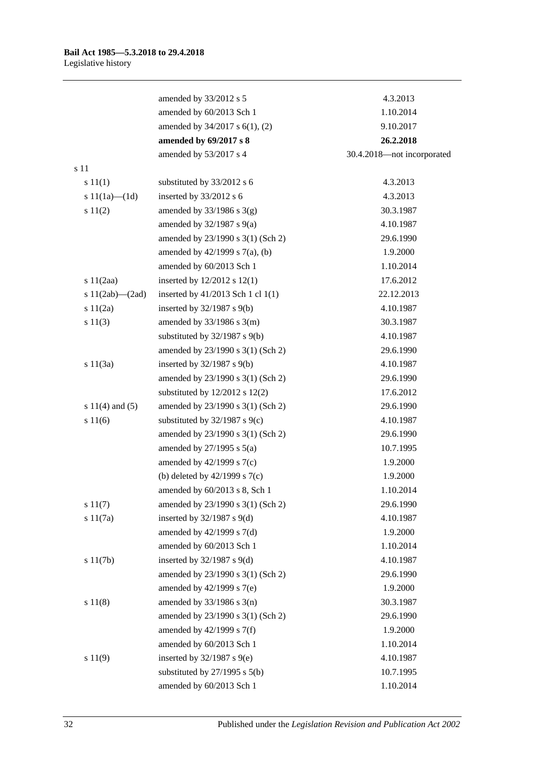| | | |
|---|---|---|
| | amended by 33/2012 s 5 | 4.3.2013 |
| | amended by 60/2013 Sch 1 | 1.10.2014 |
| | amended by 34/2017 s 6(1), (2) | 9.10.2017 |
| | **amended by 69/2017 s 8** | **26.2.2018** |
| | amended by 53/2017 s 4 | 30.4.2018—not incorporated |
| s 11 | | |
| s 11(1) | substituted by 33/2012 s 6 | 4.3.2013 |
| s 11(1a)—(1d) | inserted by 33/2012 s 6 | 4.3.2013 |
| s 11(2) | amended by 33/1986 s 3(g) | 30.3.1987 |
| | amended by 32/1987 s 9(a) | 4.10.1987 |
| | amended by 23/1990 s 3(1) (Sch 2) | 29.6.1990 |
| | amended by 42/1999 s 7(a), (b) | 1.9.2000 |
| | amended by 60/2013 Sch 1 | 1.10.2014 |
| s 11(2aa) | inserted by 12/2012 s 12(1) | 17.6.2012 |
| s 11(2ab)—(2ad) | inserted by 41/2013 Sch 1 cl 1(1) | 22.12.2013 |
| s 11(2a) | inserted by 32/1987 s 9(b) | 4.10.1987 |
| s 11(3) | amended by 33/1986 s 3(m) | 30.3.1987 |
| | substituted by 32/1987 s 9(b) | 4.10.1987 |
| | amended by 23/1990 s 3(1) (Sch 2) | 29.6.1990 |
| s 11(3a) | inserted by 32/1987 s 9(b) | 4.10.1987 |
| | amended by 23/1990 s 3(1) (Sch 2) | 29.6.1990 |
| | substituted by 12/2012 s 12(2) | 17.6.2012 |
| s 11(4) and (5) | amended by 23/1990 s 3(1) (Sch 2) | 29.6.1990 |
| s 11(6) | substituted by 32/1987 s 9(c) | 4.10.1987 |
| | amended by 23/1990 s 3(1) (Sch 2) | 29.6.1990 |
| | amended by 27/1995 s 5(a) | 10.7.1995 |
| | amended by 42/1999 s 7(c) | 1.9.2000 |
| | (b) deleted by 42/1999 s 7(c) | 1.9.2000 |
| | amended by 60/2013 s 8, Sch 1 | 1.10.2014 |
| s 11(7) | amended by 23/1990 s 3(1) (Sch 2) | 29.6.1990 |
| s 11(7a) | inserted by 32/1987 s 9(d) | 4.10.1987 |
| | amended by 42/1999 s 7(d) | 1.9.2000 |
| | amended by 60/2013 Sch 1 | 1.10.2014 |
| s 11(7b) | inserted by 32/1987 s 9(d) | 4.10.1987 |
| | amended by 23/1990 s 3(1) (Sch 2) | 29.6.1990 |
| | amended by 42/1999 s 7(e) | 1.9.2000 |
| s 11(8) | amended by 33/1986 s 3(n) | 30.3.1987 |
| | amended by 23/1990 s 3(1) (Sch 2) | 29.6.1990 |
| | amended by 42/1999 s 7(f) | 1.9.2000 |
| | amended by 60/2013 Sch 1 | 1.10.2014 |
| s 11(9) | inserted by 32/1987 s 9(e) | 4.10.1987 |
| | substituted by 27/1995 s 5(b) | 10.7.1995 |
| | amended by 60/2013 Sch 1 | 1.10.2014 |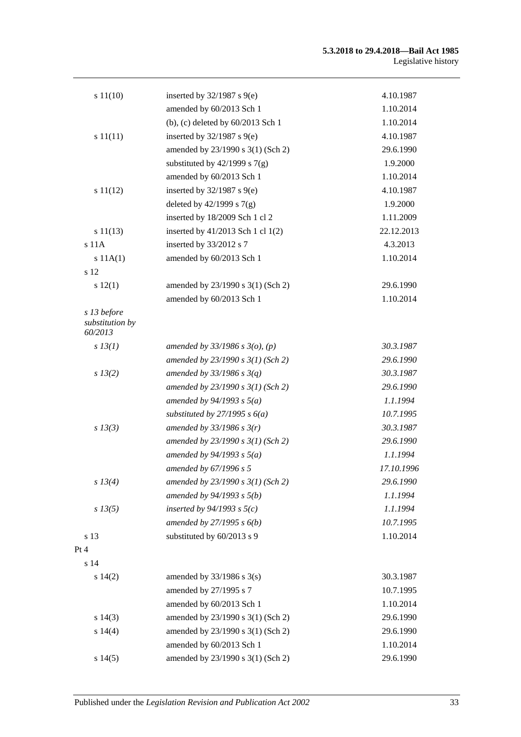| | | |
|---|---|---|
| s 11(10) | inserted by 32/1987 s 9(e) | 4.10.1987 |
| | amended by 60/2013 Sch 1 | 1.10.2014 |
| | (b), (c) deleted by 60/2013 Sch 1 | 1.10.2014 |
| s 11(11) | inserted by 32/1987 s 9(e) | 4.10.1987 |
| | amended by 23/1990 s 3(1) (Sch 2) | 29.6.1990 |
| | substituted by 42/1999 s 7(g) | 1.9.2000 |
| | amended by 60/2013 Sch 1 | 1.10.2014 |
| s 11(12) | inserted by 32/1987 s 9(e) | 4.10.1987 |
| | deleted by 42/1999 s 7(g) | 1.9.2000 |
| | inserted by 18/2009 Sch 1 cl 2 | 1.11.2009 |
| s 11(13) | inserted by 41/2013 Sch 1 cl 1(2) | 22.12.2013 |
| s 11A | inserted by 33/2012 s 7 | 4.3.2013 |
| s 11A(1) | amended by 60/2013 Sch 1 | 1.10.2014 |
| s 12 | | |
| s 12(1) | amended by 23/1990 s 3(1) (Sch 2) | 29.6.1990 |
| | amended by 60/2013 Sch 1 | 1.10.2014 |
| *s 13 before substitution by 60/2013* | | |
| *s 13(1)* | *amended by 33/1986 s 3(o), (p)* | *30.3.1987* |
| | *amended by 23/1990 s 3(1) (Sch 2)* | *29.6.1990* |
| *s 13(2)* | *amended by 33/1986 s 3(q)* | *30.3.1987* |
| | *amended by 23/1990 s 3(1) (Sch 2)* | *29.6.1990* |
| | *amended by 94/1993 s 5(a)* | *1.1.1994* |
| | *substituted by 27/1995 s 6(a)* | *10.7.1995* |
| *s 13(3)* | *amended by 33/1986 s 3(r)* | *30.3.1987* |
| | *amended by 23/1990 s 3(1) (Sch 2)* | *29.6.1990* |
| | *amended by 94/1993 s 5(a)* | *1.1.1994* |
| | *amended by 67/1996 s 5* | *17.10.1996* |
| *s 13(4)* | *amended by 23/1990 s 3(1) (Sch 2)* | *29.6.1990* |
| | *amended by 94/1993 s 5(b)* | *1.1.1994* |
| *s 13(5)* | *inserted by 94/1993 s 5(c)* | *1.1.1994* |
| | *amended by 27/1995 s 6(b)* | *10.7.1995* |
| s 13 | substituted by 60/2013 s 9 | 1.10.2014 |
| Pt 4 | | |
| s 14 | | |
| s 14(2) | amended by 33/1986 s 3(s) | 30.3.1987 |
| | amended by 27/1995 s 7 | 10.7.1995 |
| | amended by 60/2013 Sch 1 | 1.10.2014 |
| s 14(3) | amended by 23/1990 s 3(1) (Sch 2) | 29.6.1990 |
| s 14(4) | amended by 23/1990 s 3(1) (Sch 2) | 29.6.1990 |
| | amended by 60/2013 Sch 1 | 1.10.2014 |
| s 14(5) | amended by 23/1990 s 3(1) (Sch 2) | 29.6.1990 |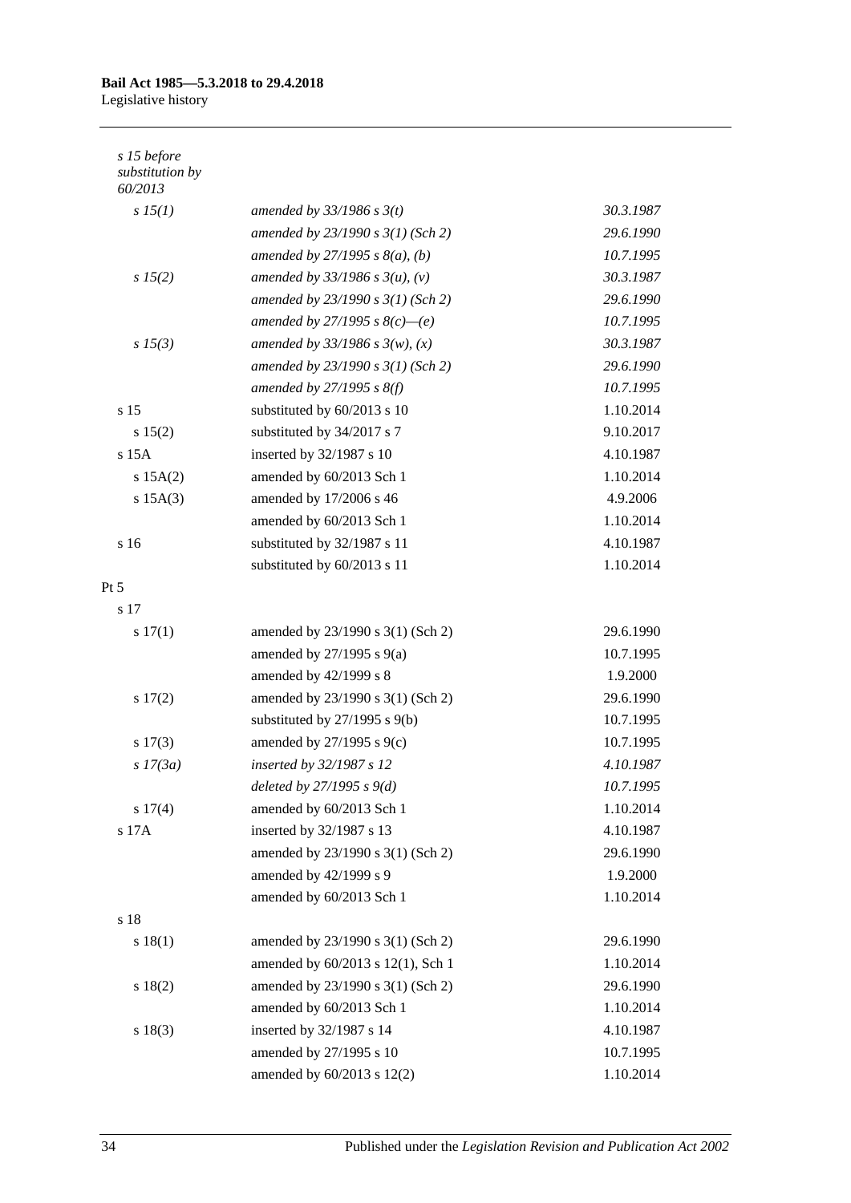| | | |
|---|---|---|
| *s 15 before substitution by 60/2013* | | |
| *s 15(1)* | *amended by 33/1986 s 3(t)* | *30.3.1987* |
| | *amended by 23/1990 s 3(1) (Sch 2)* | *29.6.1990* |
| | *amended by 27/1995 s 8(a), (b)* | *10.7.1995* |
| *s 15(2)* | *amended by 33/1986 s 3(u), (v)* | *30.3.1987* |
| | *amended by 23/1990 s 3(1) (Sch 2)* | *29.6.1990* |
| | *amended by 27/1995 s 8(c)—(e)* | *10.7.1995* |
| *s 15(3)* | *amended by 33/1986 s 3(w), (x)* | *30.3.1987* |
| | *amended by 23/1990 s 3(1) (Sch 2)* | *29.6.1990* |
| | *amended by 27/1995 s 8(f)* | *10.7.1995* |
| s 15 | substituted by 60/2013 s 10 | 1.10.2014 |
| s 15(2) | substituted by 34/2017 s 7 | 9.10.2017 |
| s 15A | inserted by 32/1987 s 10 | 4.10.1987 |
| s 15A(2) | amended by 60/2013 Sch 1 | 1.10.2014 |
| s 15A(3) | amended by 17/2006 s 46 | 4.9.2006 |
| | amended by 60/2013 Sch 1 | 1.10.2014 |
| s 16 | substituted by 32/1987 s 11 | 4.10.1987 |
| | substituted by 60/2013 s 11 | 1.10.2014 |
| Pt 5 | | |
| s 17 | | |
| s 17(1) | amended by 23/1990 s 3(1) (Sch 2) | 29.6.1990 |
| | amended by 27/1995 s 9(a) | 10.7.1995 |
| | amended by 42/1999 s 8 | 1.9.2000 |
| s 17(2) | amended by 23/1990 s 3(1) (Sch 2) | 29.6.1990 |
| | substituted by 27/1995 s 9(b) | 10.7.1995 |
| s 17(3) | amended by 27/1995 s 9(c) | 10.7.1995 |
| *s 17(3a)* | *inserted by 32/1987 s 12* | *4.10.1987* |
| | *deleted by 27/1995 s 9(d)* | *10.7.1995* |
| s 17(4) | amended by 60/2013 Sch 1 | 1.10.2014 |
| s 17A | inserted by 32/1987 s 13 | 4.10.1987 |
| | amended by 23/1990 s 3(1) (Sch 2) | 29.6.1990 |
| | amended by 42/1999 s 9 | 1.9.2000 |
| | amended by 60/2013 Sch 1 | 1.10.2014 |
| s 18 | | |
| s 18(1) | amended by 23/1990 s 3(1) (Sch 2) | 29.6.1990 |
| | amended by 60/2013 s 12(1), Sch 1 | 1.10.2014 |
| s 18(2) | amended by 23/1990 s 3(1) (Sch 2) | 29.6.1990 |
| | amended by 60/2013 Sch 1 | 1.10.2014 |
| s 18(3) | inserted by 32/1987 s 14 | 4.10.1987 |
| | amended by 27/1995 s 10 | 10.7.1995 |
| | amended by 60/2013 s 12(2) | 1.10.2014 |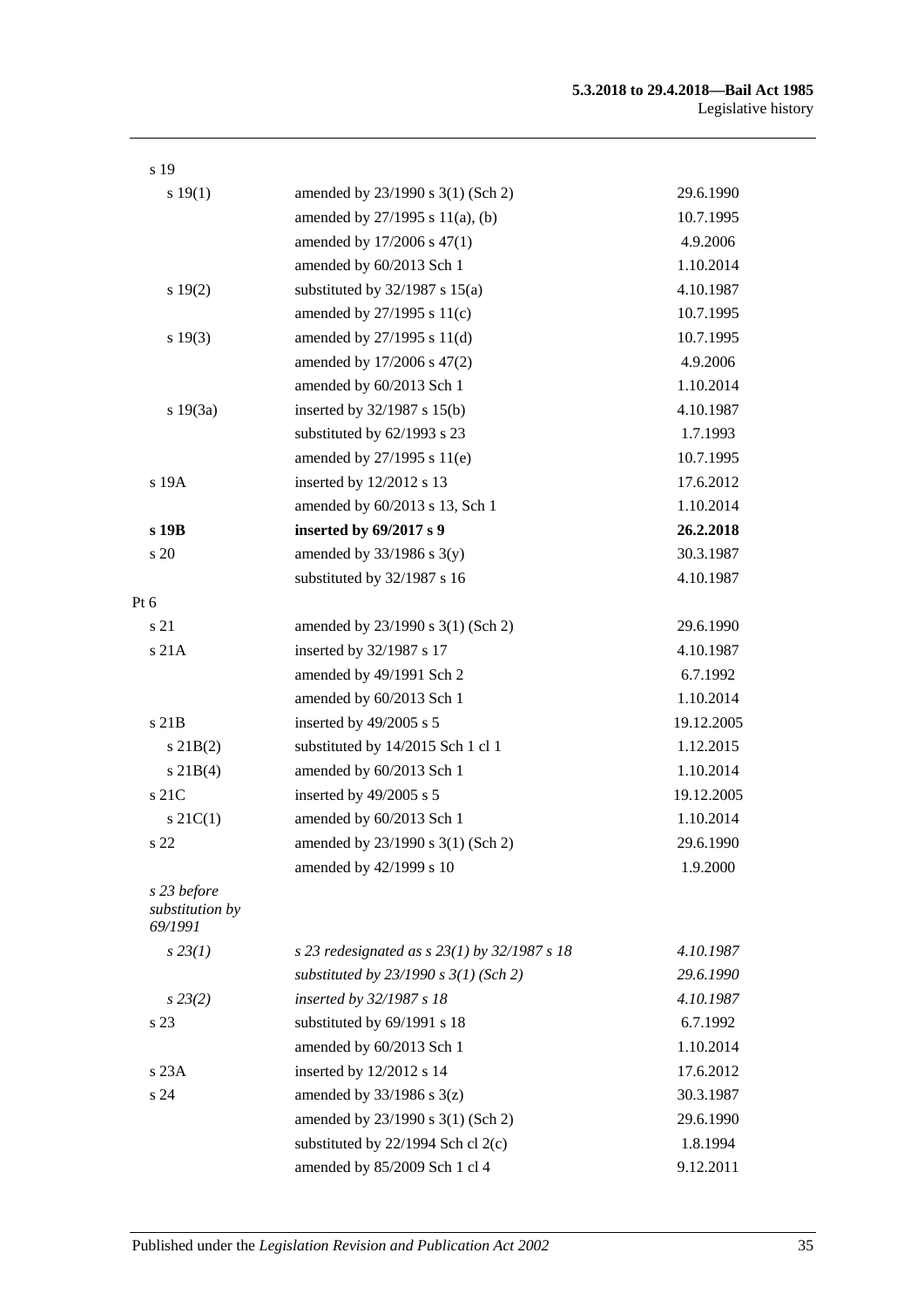| | | |
|---|---|---|
| s 19 | | |
| s 19(1) | amended by 23/1990 s 3(1) (Sch 2) | 29.6.1990 |
| | amended by 27/1995 s 11(a), (b) | 10.7.1995 |
| | amended by 17/2006 s 47(1) | 4.9.2006 |
| | amended by 60/2013 Sch 1 | 1.10.2014 |
| s 19(2) | substituted by 32/1987 s 15(a) | 4.10.1987 |
| | amended by 27/1995 s 11(c) | 10.7.1995 |
| s 19(3) | amended by 27/1995 s 11(d) | 10.7.1995 |
| | amended by 17/2006 s 47(2) | 4.9.2006 |
| | amended by 60/2013 Sch 1 | 1.10.2014 |
| s 19(3a) | inserted by 32/1987 s 15(b) | 4.10.1987 |
| | substituted by 62/1993 s 23 | 1.7.1993 |
| | amended by 27/1995 s 11(e) | 10.7.1995 |
| s 19A | inserted by 12/2012 s 13 | 17.6.2012 |
| | amended by 60/2013 s 13, Sch 1 | 1.10.2014 |
| **s 19B** | **inserted by 69/2017 s 9** | **26.2.2018** |
| s 20 | amended by 33/1986 s 3(y) | 30.3.1987 |
| | substituted by 32/1987 s 16 | 4.10.1987 |
| Pt 6 | | |
| s 21 | amended by 23/1990 s 3(1) (Sch 2) | 29.6.1990 |
| s 21A | inserted by 32/1987 s 17 | 4.10.1987 |
| | amended by 49/1991 Sch 2 | 6.7.1992 |
| | amended by 60/2013 Sch 1 | 1.10.2014 |
| s 21B | inserted by 49/2005 s 5 | 19.12.2005 |
| s 21B(2) | substituted by 14/2015 Sch 1 cl 1 | 1.12.2015 |
| s 21B(4) | amended by 60/2013 Sch 1 | 1.10.2014 |
| s 21C | inserted by 49/2005 s 5 | 19.12.2005 |
| s 21C(1) | amended by 60/2013 Sch 1 | 1.10.2014 |
| s 22 | amended by 23/1990 s 3(1) (Sch 2) | 29.6.1990 |
| | amended by 42/1999 s 10 | 1.9.2000 |
| *s 23 before substitution by 69/1991* | | |
| *s 23(1)* | *s 23 redesignated as s 23(1) by 32/1987 s 18* | *4.10.1987* |
| | *substituted by 23/1990 s 3(1) (Sch 2)* | *29.6.1990* |
| *s 23(2)* | *inserted by 32/1987 s 18* | *4.10.1987* |
| s 23 | substituted by 69/1991 s 18 | 6.7.1992 |
| | amended by 60/2013 Sch 1 | 1.10.2014 |
| s 23A | inserted by 12/2012 s 14 | 17.6.2012 |
| s 24 | amended by 33/1986 s 3(z) | 30.3.1987 |
| | amended by 23/1990 s 3(1) (Sch 2) | 29.6.1990 |
| | substituted by 22/1994 Sch cl 2(c) | 1.8.1994 |
| | amended by 85/2009 Sch 1 cl 4 | 9.12.2011 |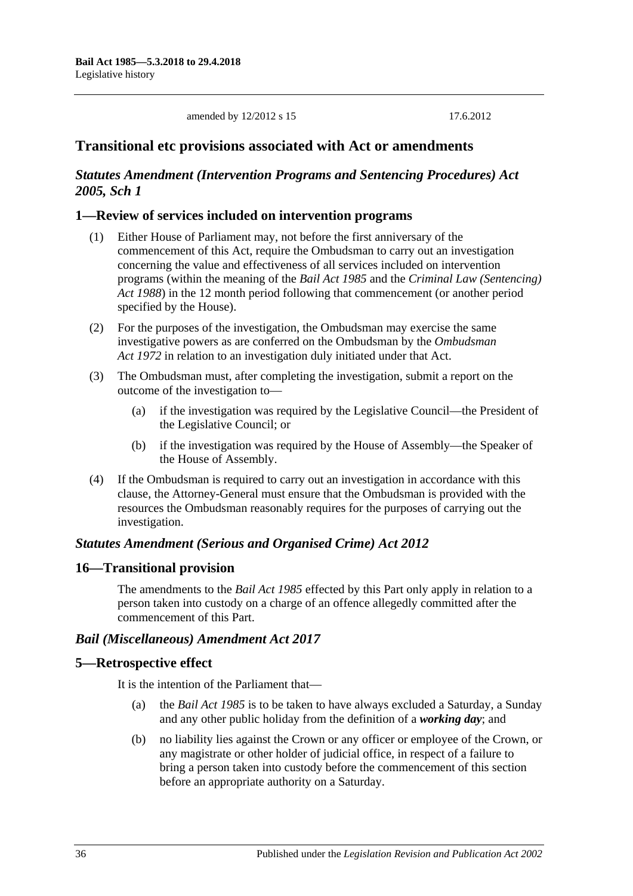amended by 12/2012 s 15 17.6.2012

## Transitional etc provisions associated with Act or amendments

### *Statutes Amendment (Intervention Programs and Sentencing Procedures) Act 2005, Sch 1*

### 1—Review of services included on intervention programs

(1) Either House of Parliament may, not before the first anniversary of the commencement of this Act, require the Ombudsman to carry out an investigation concerning the value and effectiveness of all services included on intervention programs (within the meaning of the *Bail Act 1985* and the *Criminal Law (Sentencing) Act 1988*) in the 12 month period following that commencement (or another period specified by the House).

(2) For the purposes of the investigation, the Ombudsman may exercise the same investigative powers as are conferred on the Ombudsman by the *Ombudsman Act 1972* in relation to an investigation duly initiated under that Act.

(3) The Ombudsman must, after completing the investigation, submit a report on the outcome of the investigation to—

(a) if the investigation was required by the Legislative Council—the President of the Legislative Council; or

(b) if the investigation was required by the House of Assembly—the Speaker of the House of Assembly.

(4) If the Ombudsman is required to carry out an investigation in accordance with this clause, the Attorney-General must ensure that the Ombudsman is provided with the resources the Ombudsman reasonably requires for the purposes of carrying out the investigation.

### *Statutes Amendment (Serious and Organised Crime) Act 2012*

### 16—Transitional provision

The amendments to the *Bail Act 1985* effected by this Part only apply in relation to a person taken into custody on a charge of an offence allegedly committed after the commencement of this Part.

### *Bail (Miscellaneous) Amendment Act 2017*

### 5—Retrospective effect

It is the intention of the Parliament that—

(a) the *Bail Act 1985* is to be taken to have always excluded a Saturday, a Sunday and any other public holiday from the definition of a ***working day***; and

(b) no liability lies against the Crown or any officer or employee of the Crown, or any magistrate or other holder of judicial office, in respect of a failure to bring a person taken into custody before the commencement of this section before an appropriate authority on a Saturday.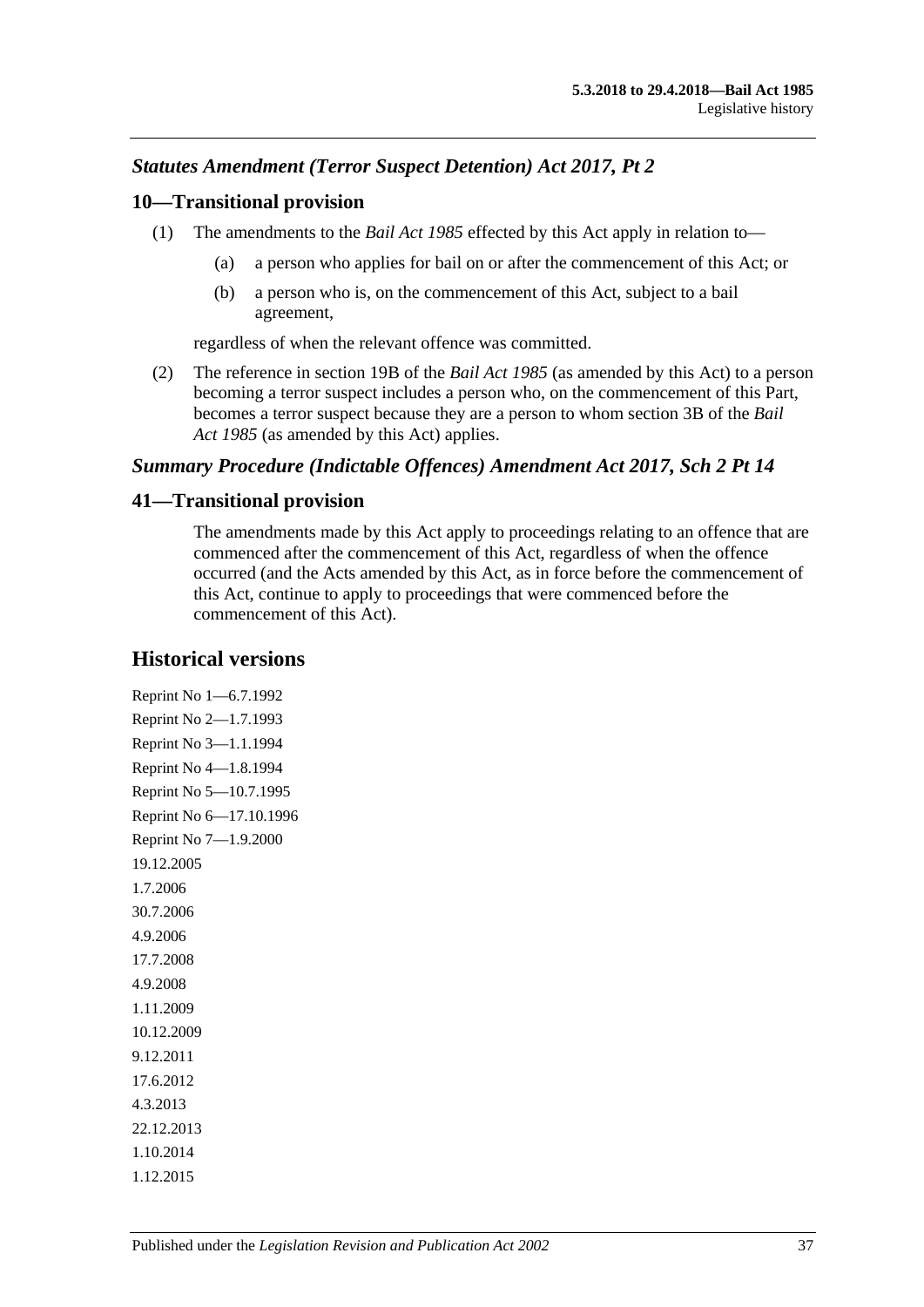### *Statutes Amendment (Terror Suspect Detention) Act 2017, Pt 2*

## 10—Transitional provision

(1) The amendments to the *Bail Act 1985* effected by this Act apply in relation to—

(a) a person who applies for bail on or after the commencement of this Act; or

(b) a person who is, on the commencement of this Act, subject to a bail agreement,

regardless of when the relevant offence was committed.

(2) The reference in section 19B of the *Bail Act 1985* (as amended by this Act) to a person becoming a terror suspect includes a person who, on the commencement of this Part, becomes a terror suspect because they are a person to whom section 3B of the *Bail Act 1985* (as amended by this Act) applies.

### *Summary Procedure (Indictable Offences) Amendment Act 2017, Sch 2 Pt 14*

## 41—Transitional provision

The amendments made by this Act apply to proceedings relating to an offence that are commenced after the commencement of this Act, regardless of when the offence occurred (and the Acts amended by this Act, as in force before the commencement of this Act, continue to apply to proceedings that were commenced before the commencement of this Act).

# Historical versions

Reprint No 1—6.7.1992
Reprint No 2—1.7.1993
Reprint No 3—1.1.1994
Reprint No 4—1.8.1994
Reprint No 5—10.7.1995
Reprint No 6—17.10.1996
Reprint No 7—1.9.2000
19.12.2005
1.7.2006
30.7.2006
4.9.2006
17.7.2008
4.9.2008
1.11.2009
10.12.2009
9.12.2011
17.6.2012
4.3.2013
22.12.2013
1.10.2014
1.12.2015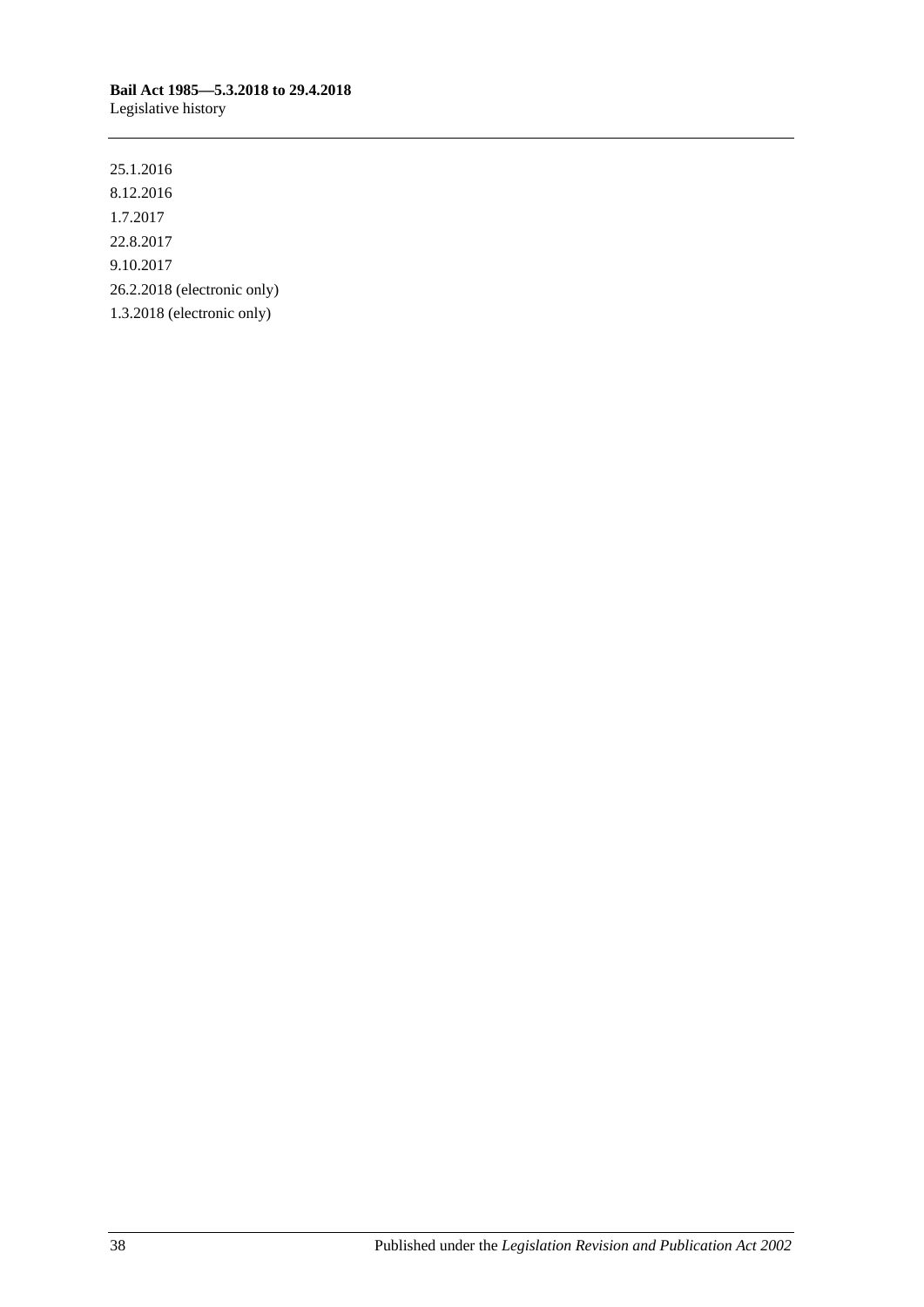25.1.2016

8.12.2016

1.7.2017

22.8.2017

9.10.2017

26.2.2018 (electronic only)

1.3.2018 (electronic only)